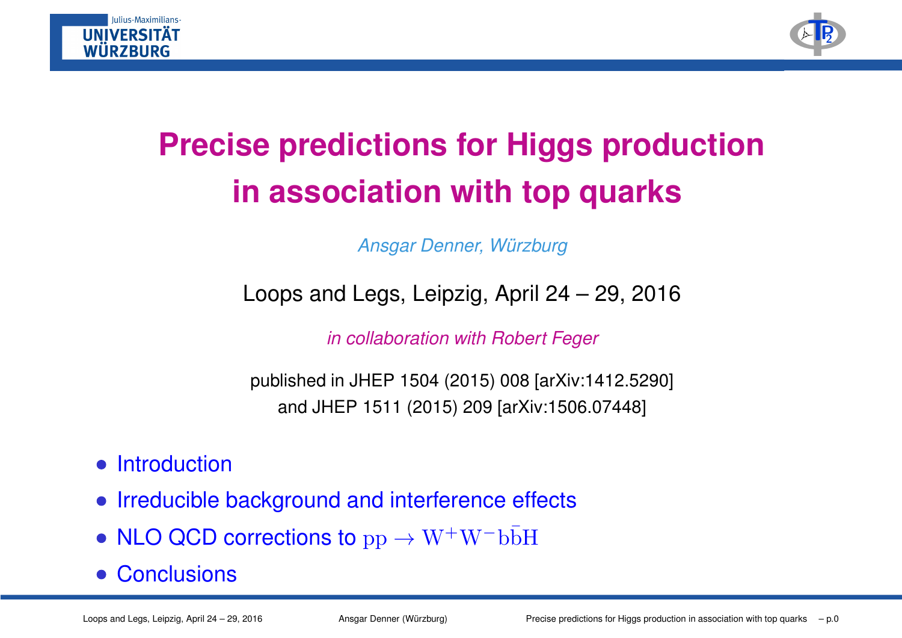# Precise predictions for Higgs production in association with top quarks

*Ansgar Denner, Würzburg*

Loops and Legs, Leipzig, April 24 – 29, 2016

*in collaboration with Robert Feger*

published in JHEP 1504 (2015) 008 [arXiv:1412.5290]
and JHEP 1511 (2015) 209 [arXiv:1506.07448]

- Introduction
- Irreducible background and interference effects
- NLO QCD corrections to $\mathrm{pp} \to \mathrm{W^+W^-b\bar{b}H}$
- Conclusions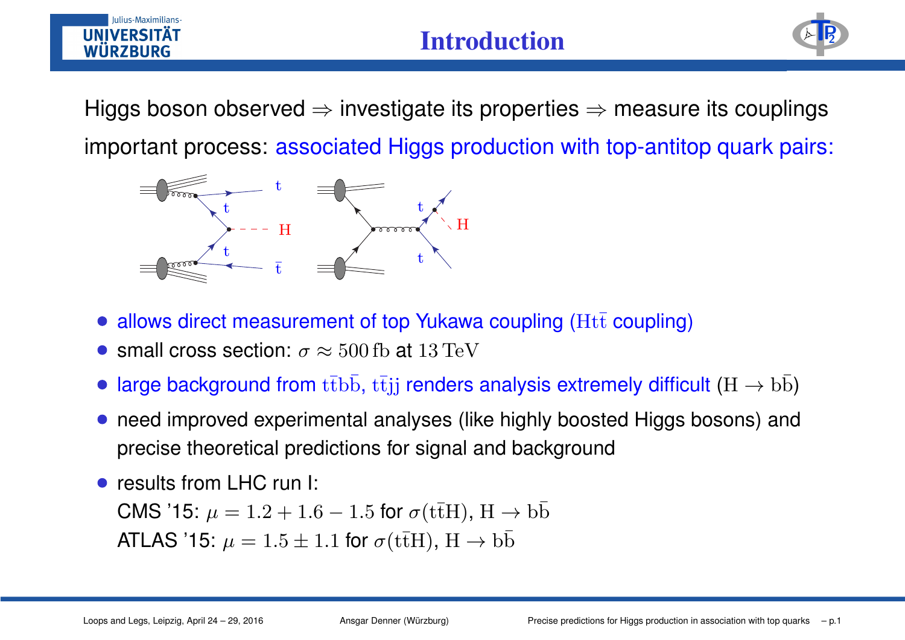# Introduction

Higgs boson observed ⇒ investigate its properties ⇒ measure its couplings

important process: associated Higgs production with top-antitop quark pairs:

- allows direct measurement of top Yukawa coupling ($\mathrm{Ht\bar{t}}$ coupling)
- small cross section: $\sigma \approx 500\,\mathrm{fb}$ at $13\,\mathrm{TeV}$
- large background from $\mathrm{t\bar{t}b\bar{b}}$, $\mathrm{t\bar{t}jj}$ renders analysis extremely difficult ($\mathrm{H} \to \mathrm{b\bar{b}}$)
- need improved experimental analyses (like highly boosted Higgs bosons) and precise theoretical predictions for signal and background
- results from LHC run I:
  CMS '15: $\mu = 1.2 + 1.6 - 1.5$ for $\sigma(\mathrm{t\bar{t}H})$, $\mathrm{H} \to \mathrm{b\bar{b}}$
  ATLAS '15: $\mu = 1.5 \pm 1.1$ for $\sigma(\mathrm{t\bar{t}H})$, $\mathrm{H} \to \mathrm{b\bar{b}}$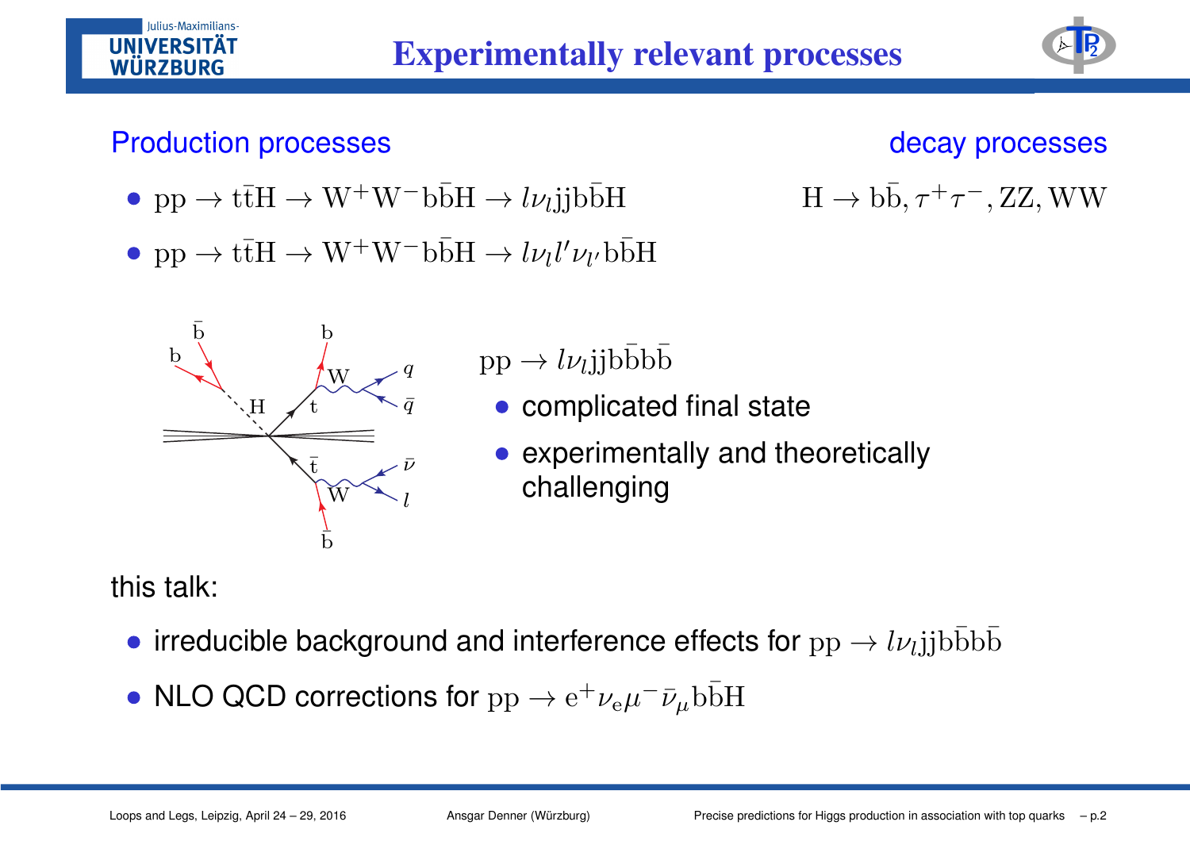# Experimentally relevant processes

## Production processes

- $\mathrm{pp} \to \mathrm{t\bar{t}H} \to \mathrm{W^+W^-b\bar{b}H} \to l\nu_l \mathrm{jjb\bar{b}H}$
- $\mathrm{pp} \to \mathrm{t\bar{t}H} \to \mathrm{W^+W^-b\bar{b}H} \to l\nu_l l'\nu_{l'} \mathrm{b\bar{b}H}$

## decay processes

$\mathrm{H} \to \mathrm{b\bar{b}}, \tau^+\tau^-, \mathrm{ZZ}, \mathrm{WW}$

$\mathrm{pp} \to l\nu_l \mathrm{jjb\bar{b}b\bar{b}}$

- complicated final state
- experimentally and theoretically challenging

this talk:

- irreducible background and interference effects for $\mathrm{pp} \to l\nu_l \mathrm{jjb\bar{b}b\bar{b}}$
- NLO QCD corrections for $\mathrm{pp} \to \mathrm{e^+}\nu_\mathrm{e}\mu^-\bar{\nu}_\mu \mathrm{b\bar{b}H}$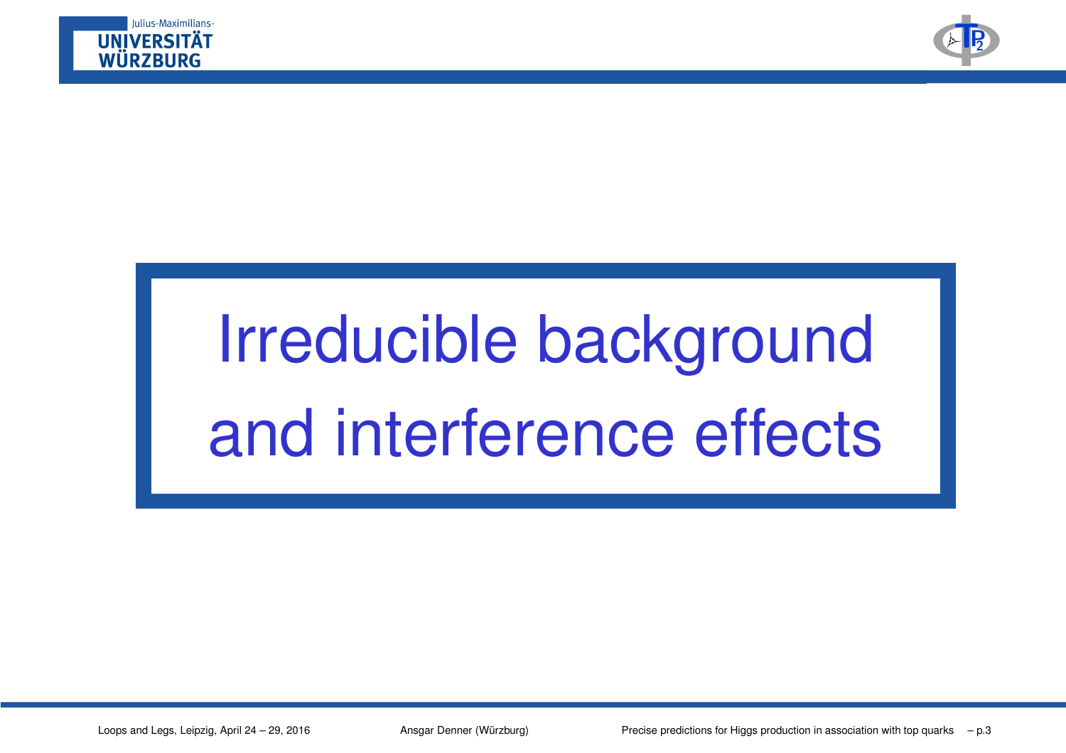# Irreducible background and interference effects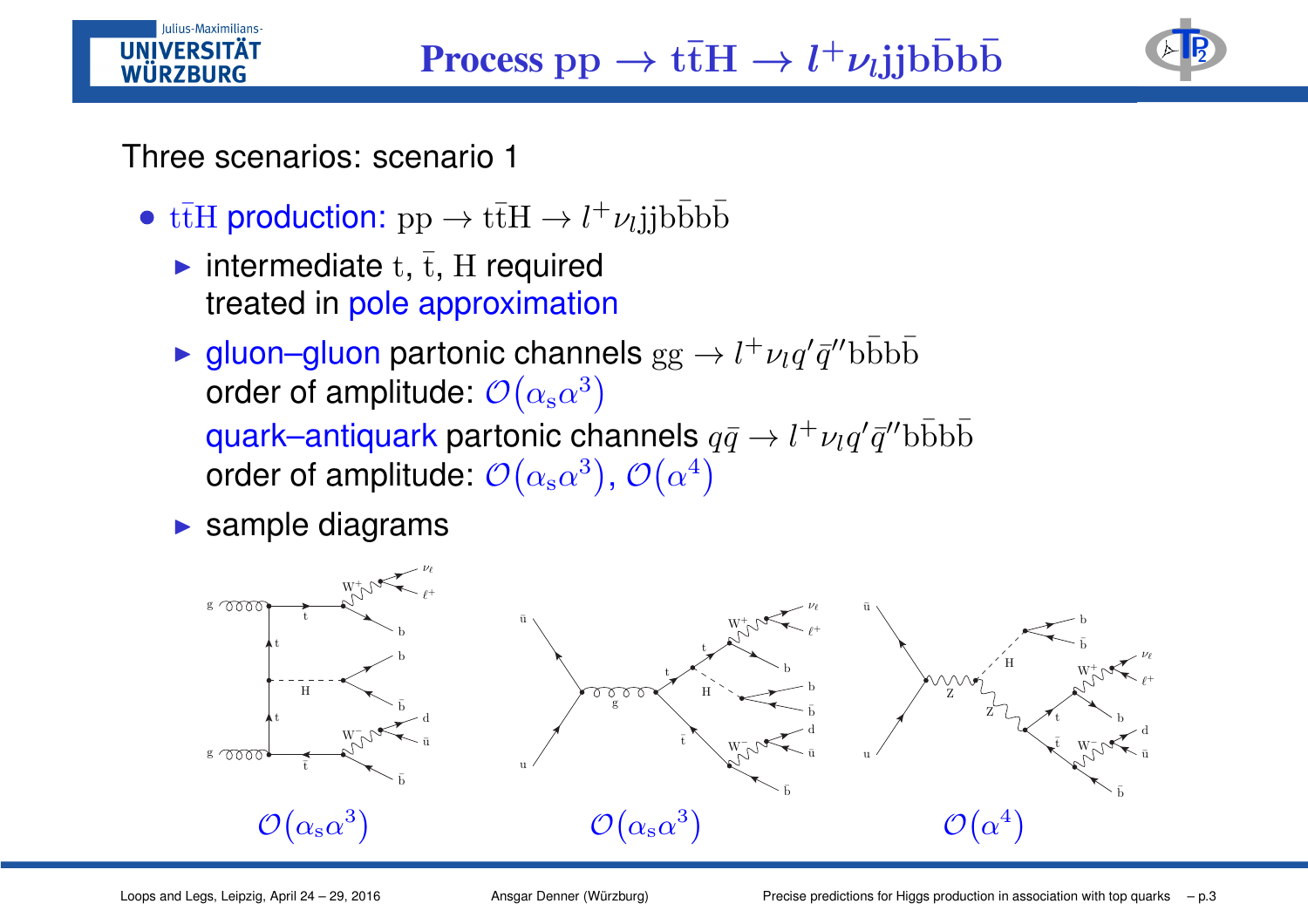# Process $\mathrm{pp} \to \mathrm{t\bar{t}H} \to l^+\nu_l \mathrm{jjb\bar{b}b\bar{b}}$

Three scenarios: scenario 1

- $\mathrm{t\bar{t}H}$ production: $\mathrm{pp} \to \mathrm{t\bar{t}H} \to l^+\nu_l \mathrm{jjb\bar{b}b\bar{b}}$
  - intermediate $\mathrm{t}$, $\bar{\mathrm{t}}$, $\mathrm{H}$ required
    treated in pole approximation
  - gluon–gluon partonic channels $\mathrm{gg} \to l^+\nu_l q'\bar{q}''\mathrm{b\bar{b}b\bar{b}}$
    order of amplitude: $\mathcal{O}(\alpha_\mathrm{s}\alpha^3)$
    quark–antiquark partonic channels $q\bar{q} \to l^+\nu_l q'\bar{q}''\mathrm{b\bar{b}b\bar{b}}$
    order of amplitude: $\mathcal{O}(\alpha_\mathrm{s}\alpha^3)$, $\mathcal{O}(\alpha^4)$
  - sample diagrams

$\mathcal{O}(\alpha_\mathrm{s}\alpha^3)$ $\quad$ $\mathcal{O}(\alpha_\mathrm{s}\alpha^3)$ $\quad$ $\mathcal{O}(\alpha^4)$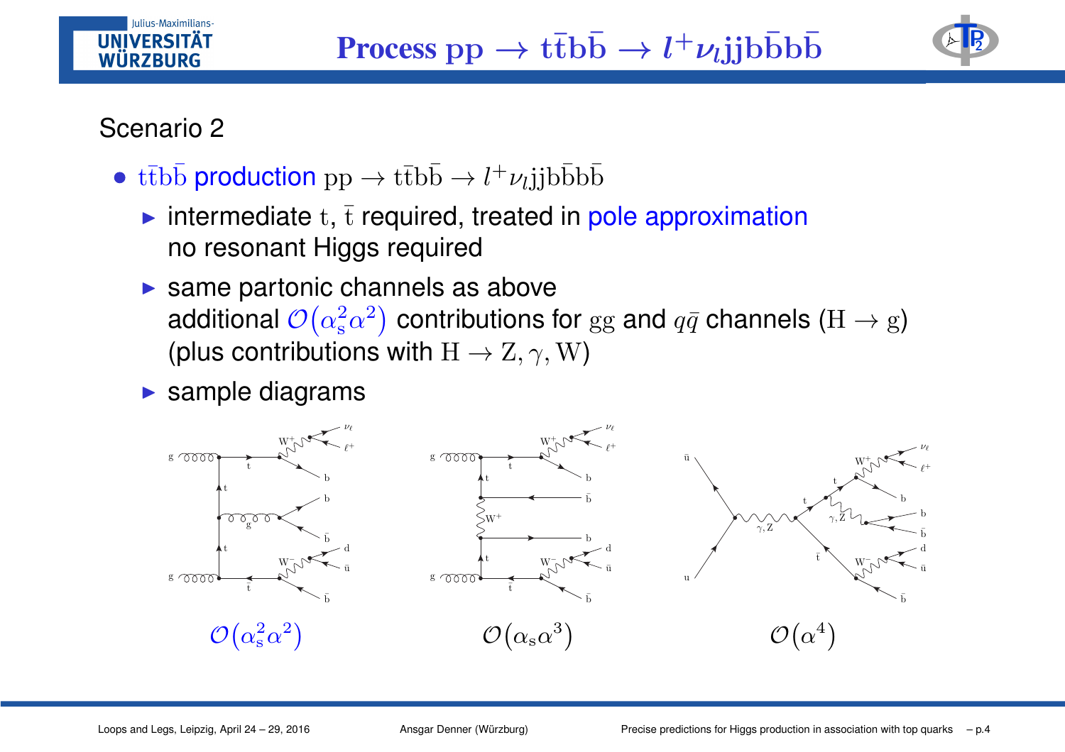# Process $\mathrm{pp} \to \mathrm{t\bar{t}b\bar{b}} \to l^+\nu_l \mathrm{jjb\bar{b}b\bar{b}}$

Scenario 2

- $\mathrm{t\bar{t}b\bar{b}}$ production $\mathrm{pp} \to \mathrm{t\bar{t}b\bar{b}} \to l^+\nu_l \mathrm{jjb\bar{b}b\bar{b}}$
  - intermediate $\mathrm{t}$, $\bar{\mathrm{t}}$ required, treated in pole approximation
    no resonant Higgs required
  - same partonic channels as above
    additional $\mathcal{O}(\alpha_s^2\alpha^2)$ contributions for $\mathrm{gg}$ and $q\bar{q}$ channels ($\mathrm{H} \to \mathrm{g}$)
    (plus contributions with $\mathrm{H} \to \mathrm{Z}, \gamma, \mathrm{W}$)
  - sample diagrams

$\mathcal{O}(\alpha_s^2\alpha^2)$ $\qquad$ $\mathcal{O}(\alpha_s\alpha^3)$ $\qquad$ $\mathcal{O}(\alpha^4)$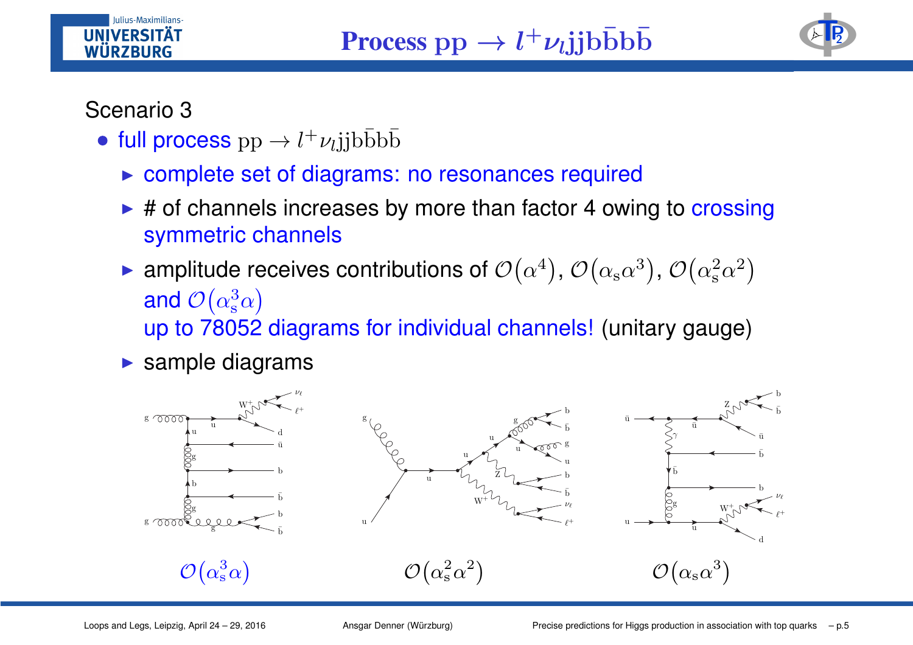# Process $\mathrm{pp} \to l^+\nu_l \mathrm{jjb\bar{b}b\bar{b}}$

Scenario 3

- full process $\mathrm{pp} \to l^+\nu_l \mathrm{jjb\bar{b}b\bar{b}}$
  - complete set of diagrams: no resonances required
  - # of channels increases by more than factor 4 owing to crossing symmetric channels
  - amplitude receives contributions of $\mathcal{O}(\alpha^4)$, $\mathcal{O}(\alpha_s\alpha^3)$, $\mathcal{O}(\alpha_s^2\alpha^2)$ and $\mathcal{O}(\alpha_s^3\alpha)$
    up to 78052 diagrams for individual channels! (unitary gauge)
  - sample diagrams

$\mathcal{O}(\alpha_s^3\alpha)$ $\qquad$ $\mathcal{O}(\alpha_s^2\alpha^2)$ $\qquad$ $\mathcal{O}(\alpha_s\alpha^3)$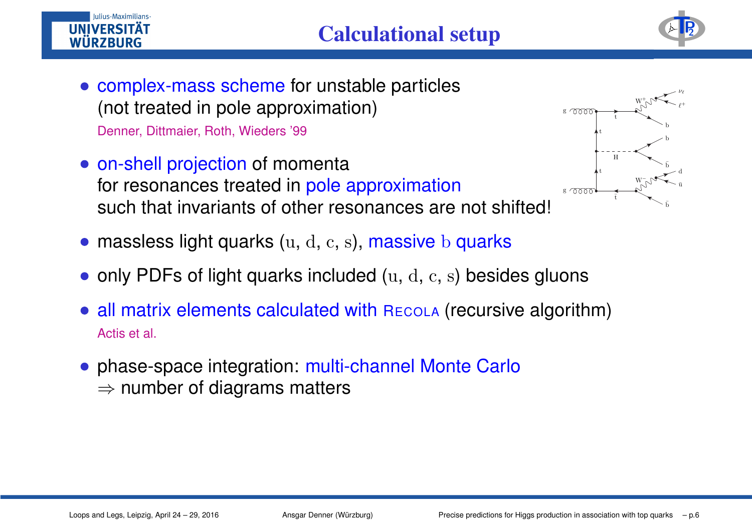# Calculational setup

- complex-mass scheme for unstable particles (not treated in pole approximation)
  Denner, Dittmaier, Roth, Wieders '99
- on-shell projection of momenta for resonances treated in pole approximation such that invariants of other resonances are not shifted!
- massless light quarks $(\mathrm{u}, \mathrm{d}, \mathrm{c}, \mathrm{s})$, massive $\mathrm{b}$ quarks
- only PDFs of light quarks included $(\mathrm{u}, \mathrm{d}, \mathrm{c}, \mathrm{s})$ besides gluons
- all matrix elements calculated with RECOLA (recursive algorithm)
  Actis et al.
- phase-space integration: multi-channel Monte Carlo
  $\Rightarrow$ number of diagrams matters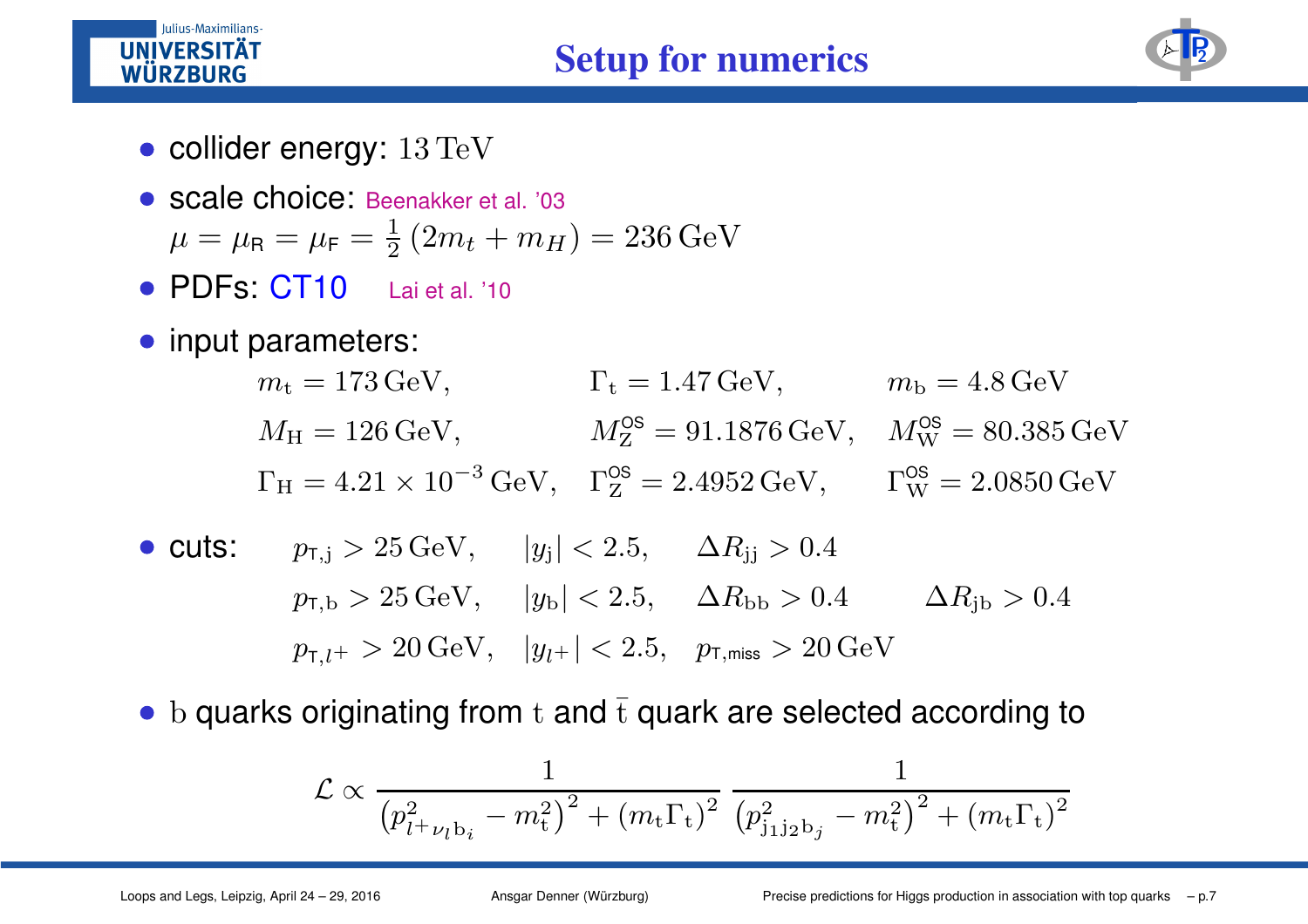# Setup for numerics

- collider energy: $13\,\mathrm{TeV}$
- scale choice: Beenakker et al. '03
  $\mu = \mu_{\mathsf{R}} = \mu_{\mathsf{F}} = \frac{1}{2}\left(2m_t + m_H\right) = 236\,\mathrm{GeV}$
- PDFs: CT10 Lai et al. '10
- input parameters:

$$
\begin{array}{lll}
m_{\mathrm{t}} = 173\,\mathrm{GeV}, & \Gamma_{\mathrm{t}} = 1.47\,\mathrm{GeV}, & m_{\mathrm{b}} = 4.8\,\mathrm{GeV} \\
M_{\mathrm{H}} = 126\,\mathrm{GeV}, & M_{\mathrm{Z}}^{\mathsf{OS}} = 91.1876\,\mathrm{GeV}, & M_{\mathrm{W}}^{\mathsf{OS}} = 80.385\,\mathrm{GeV} \\
\Gamma_{\mathrm{H}} = 4.21 \times 10^{-3}\,\mathrm{GeV}, & \Gamma_{\mathrm{Z}}^{\mathsf{OS}} = 2.4952\,\mathrm{GeV}, & \Gamma_{\mathrm{W}}^{\mathsf{OS}} = 2.0850\,\mathrm{GeV}
\end{array}
$$

- cuts:

$$
\begin{array}{llll}
p_{\mathsf{T},\mathrm{j}} > 25\,\mathrm{GeV}, & |y_{\mathrm{j}}| < 2.5, & \Delta R_{\mathrm{jj}} > 0.4 & \\
p_{\mathsf{T},\mathrm{b}} > 25\,\mathrm{GeV}, & |y_{\mathrm{b}}| < 2.5, & \Delta R_{\mathrm{bb}} > 0.4 & \Delta R_{\mathrm{jb}} > 0.4 \\
p_{\mathsf{T},l^+} > 20\,\mathrm{GeV}, & |y_{l^+}| < 2.5, & p_{\mathsf{T,miss}} > 20\,\mathrm{GeV} &
\end{array}
$$

- $\mathrm{b}$ quarks originating from $\mathrm{t}$ and $\bar{\mathrm{t}}$ quark are selected according to

$$
\mathcal{L} \propto \frac{1}{\left(p^2_{l^+\nu_l \mathrm{b}_i} - m_{\mathrm{t}}^2\right)^2 + (m_{\mathrm{t}}\Gamma_{\mathrm{t}})^2} \, \frac{1}{\left(p^2_{\mathrm{j}_1\mathrm{j}_2\mathrm{b}_j} - m_{\mathrm{t}}^2\right)^2 + (m_{\mathrm{t}}\Gamma_{\mathrm{t}})^2}
$$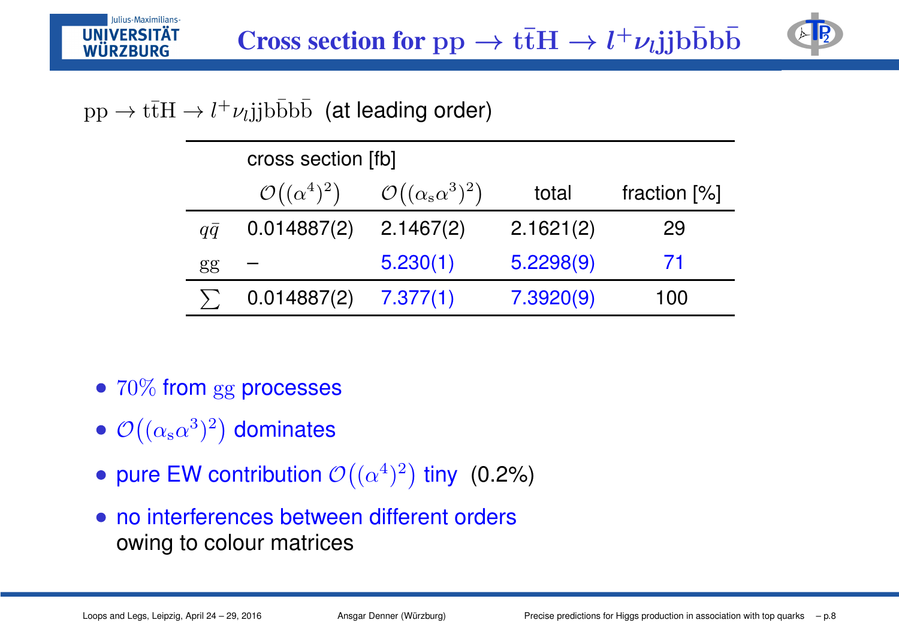# Cross section for $\mathrm{pp} \to \mathrm{t\bar{t}H} \to l^+\nu_l \mathrm{jjb\bar{b}b\bar{b}}$

$\mathrm{pp} \to \mathrm{t\bar{t}H} \to l^+\nu_l \mathrm{jjb\bar{b}b\bar{b}}$ (at leading order)

| | cross section [fb] | | | |
|---|---|---|---|---|
| | $\mathcal{O}\big((\alpha^4)^2\big)$ | $\mathcal{O}\big((\alpha_\mathrm{s}\alpha^3)^2\big)$ | total | fraction [%] |
| $q\bar{q}$ | 0.014887(2) | 2.1467(2) | 2.1621(2) | 29 |
| gg | – | 5.230(1) | 5.2298(9) | 71 |
| $\sum$ | 0.014887(2) | 7.377(1) | 7.3920(9) | 100 |

- $70\%$ from gg processes
- $\mathcal{O}\big((\alpha_\mathrm{s}\alpha^3)^2\big)$ dominates
- pure EW contribution $\mathcal{O}\big((\alpha^4)^2\big)$ tiny (0.2%)
- no interferences between different orders owing to colour matrices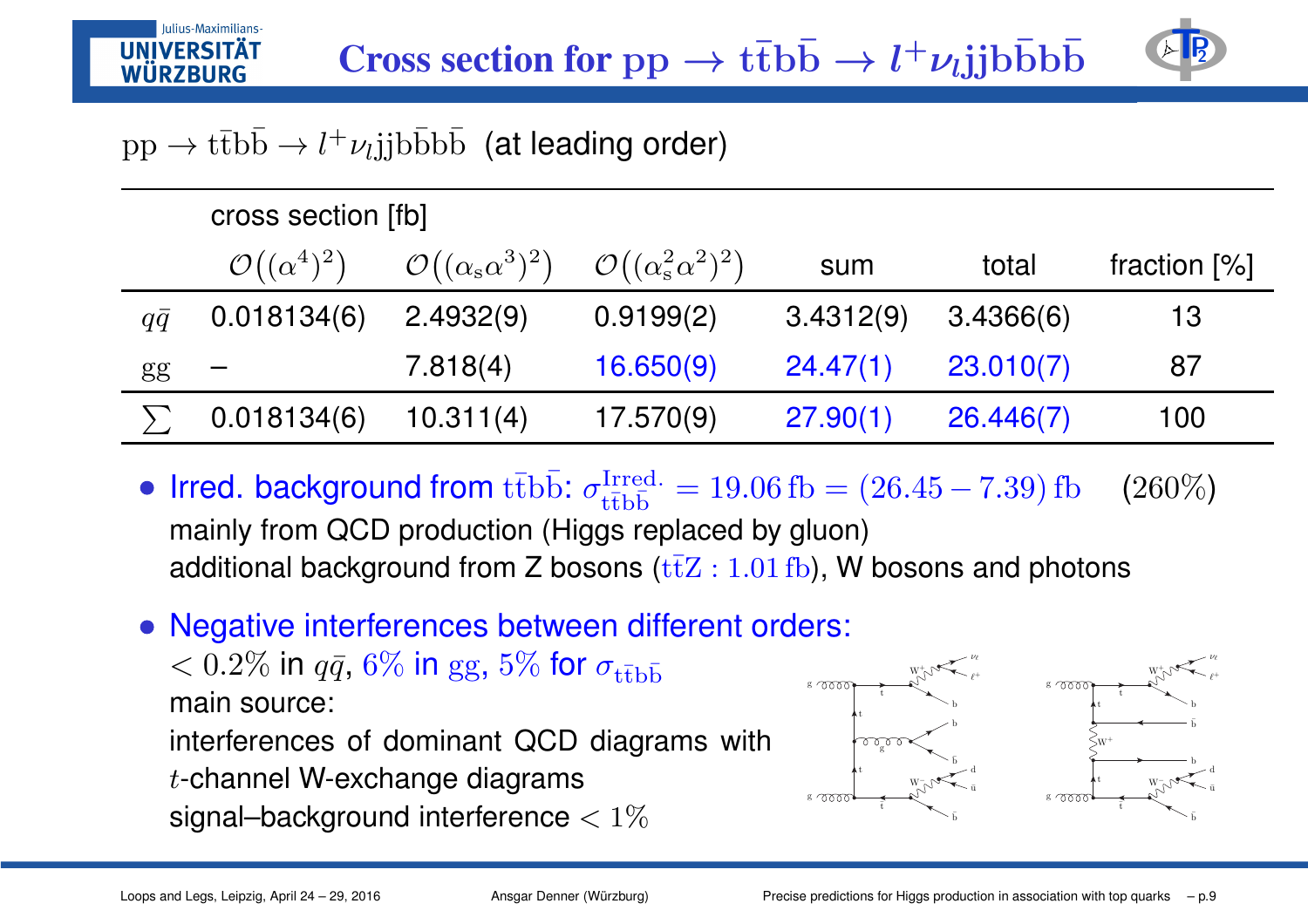# Cross section for $\mathrm{pp} \to \mathrm{t\bar{t}b\bar{b}} \to l^+\nu_l \mathrm{jjb\bar{b}b\bar{b}}$

$\mathrm{pp} \to \mathrm{t\bar{t}b\bar{b}} \to l^+\nu_l \mathrm{jjb\bar{b}b\bar{b}}$ (at leading order)

| | cross section [fb] | | | | | |
|---|---|---|---|---|---|---|
| | $\mathcal{O}\big((\alpha^4)^2\big)$ | $\mathcal{O}\big((\alpha_\mathrm{s}\alpha^3)^2\big)$ | $\mathcal{O}\big((\alpha_\mathrm{s}^2\alpha^2)^2\big)$ | sum | total | fraction [%] |
| $q\bar{q}$ | 0.018134(6) | 2.4932(9) | 0.9199(2) | 3.4312(9) | 3.4366(6) | 13 |
| gg | – | 7.818(4) | 16.650(9) | 24.47(1) | 23.010(7) | 87 |
| $\sum$ | 0.018134(6) | 10.311(4) | 17.570(9) | 27.90(1) | 26.446(7) | 100 |

- Irred. background from $\mathrm{t\bar{t}b\bar{b}}$: $\sigma^{\mathrm{Irred.}}_{\mathrm{t\bar{t}b\bar{b}}} = 19.06\,\mathrm{fb} = (26.45 - 7.39)\,\mathrm{fb}$ $\quad(260\%)$
  mainly from QCD production (Higgs replaced by gluon)
  additional background from Z bosons ($\mathrm{t\bar{t}Z} : 1.01\,\mathrm{fb}$), W bosons and photons
- Negative interferences between different orders:
  $< 0.2\%$ in $q\bar{q}$, $6\%$ in gg, $5\%$ for $\sigma_{\mathrm{t\bar{t}b\bar{b}}}$
  main source:
  interferences of dominant QCD diagrams with $t$-channel W-exchange diagrams
  signal–background interference $< 1\%$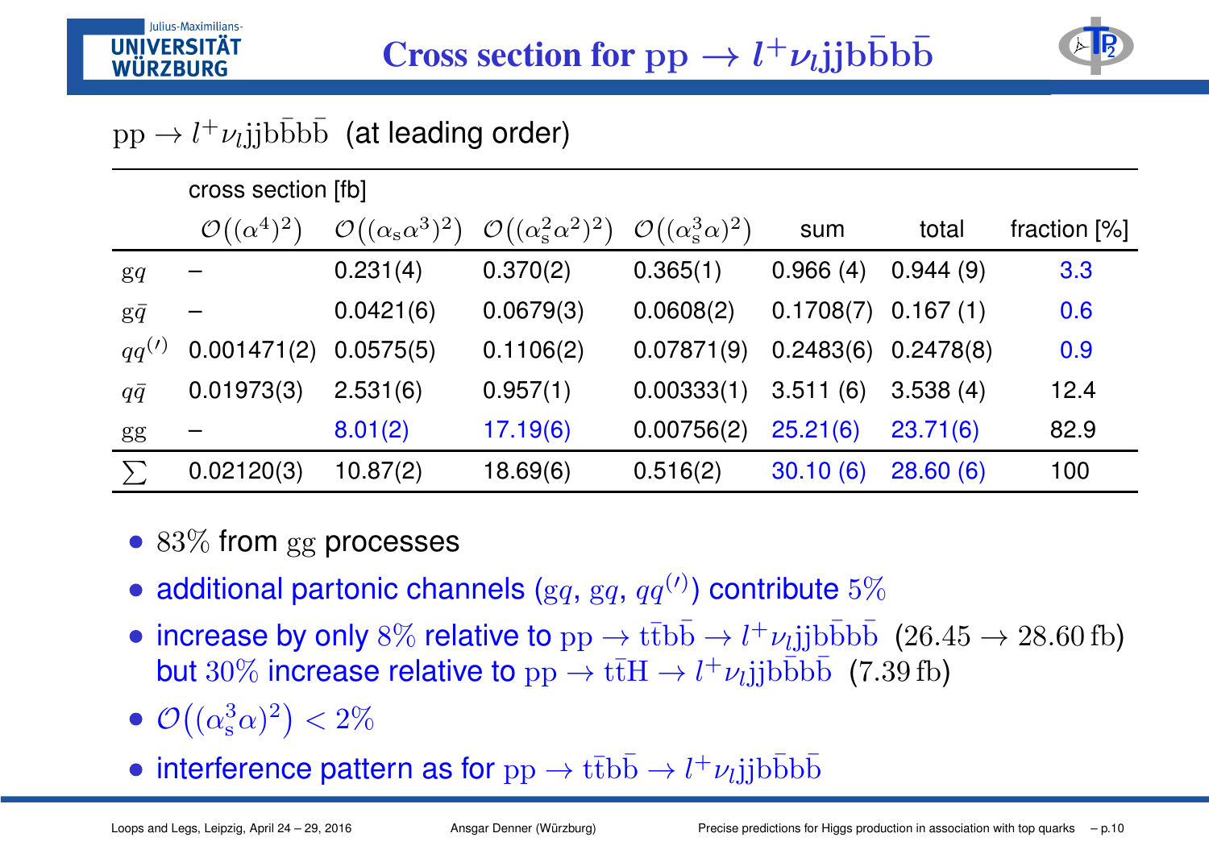# Cross section for $\mathrm{pp} \to l^+\nu_l \mathrm{jjb\bar{b}b\bar{b}}$

$\mathrm{pp} \to l^+\nu_l \mathrm{jjb\bar{b}b\bar{b}}$ (at leading order)

| | cross section [fb] | | | | | | |
|---|---|---|---|---|---|---|---|
| | $\mathcal{O}\big((\alpha^4)^2\big)$ | $\mathcal{O}\big((\alpha_s\alpha^3)^2\big)$ | $\mathcal{O}\big((\alpha_s^2\alpha^2)^2\big)$ | $\mathcal{O}\big((\alpha_s^3\alpha)^2\big)$ | sum | total | fraction [%] |
| $\mathrm{g}q$ | – | 0.231(4) | 0.370(2) | 0.365(1) | 0.966 (4) | 0.944 (9) | 3.3 |
| $\mathrm{g}\bar{q}$ | – | 0.0421(6) | 0.0679(3) | 0.0608(2) | 0.1708(7) | 0.167 (1) | 0.6 |
| $qq^{(\prime)}$ | 0.001471(2) | 0.0575(5) | 0.1106(2) | 0.07871(9) | 0.2483(6) | 0.2478(8) | 0.9 |
| $q\bar{q}$ | 0.01973(3) | 2.531(6) | 0.957(1) | 0.00333(1) | 3.511 (6) | 3.538 (4) | 12.4 |
| $\mathrm{gg}$ | – | 8.01(2) | 17.19(6) | 0.00756(2) | 25.21(6) | 23.71(6) | 82.9 |
| $\sum$ | 0.02120(3) | 10.87(2) | 18.69(6) | 0.516(2) | 30.10 (6) | 28.60 (6) | 100 |

- $83\%$ from $\mathrm{gg}$ processes
- additional partonic channels ($\mathrm{g}q$, $\mathrm{g}q$, $qq^{(\prime)}$) contribute $5\%$
- increase by only $8\%$ relative to $\mathrm{pp} \to \mathrm{t\bar{t}b\bar{b}} \to l^+\nu_l \mathrm{jjb\bar{b}b\bar{b}}$ $(26.45 \to 28.60\,\mathrm{fb})$ but $30\%$ increase relative to $\mathrm{pp} \to \mathrm{t\bar{t}H} \to l^+\nu_l \mathrm{jjb\bar{b}b\bar{b}}$ $(7.39\,\mathrm{fb})$
- $\mathcal{O}\big((\alpha_s^3\alpha)^2\big) < 2\%$
- interference pattern as for $\mathrm{pp} \to \mathrm{t\bar{t}b\bar{b}} \to l^+\nu_l \mathrm{jjb\bar{b}b\bar{b}}$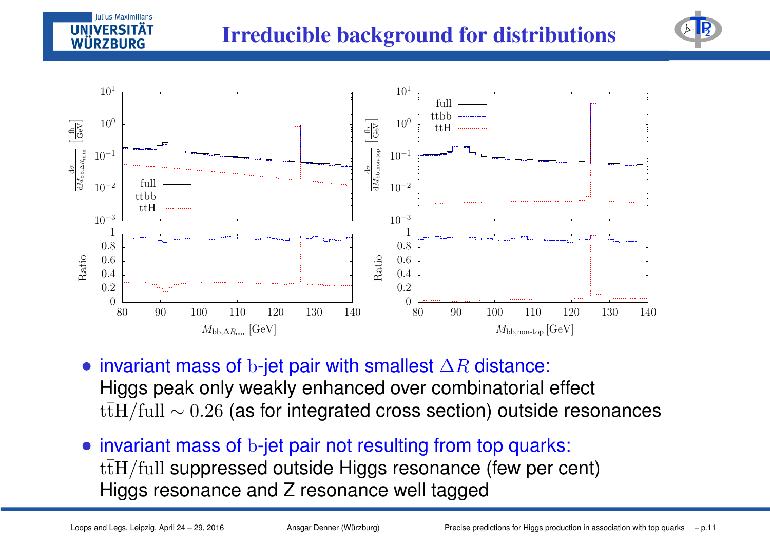# Irreducible background for distributions

- invariant mass of $\mathrm{b}$-jet pair with smallest $\Delta R$ distance:
  Higgs peak only weakly enhanced over combinatorial effect
  $\mathrm{t\bar{t}H/full} \sim 0.26$ (as for integrated cross section) outside resonances

- invariant mass of $\mathrm{b}$-jet pair not resulting from top quarks:
  $\mathrm{t\bar{t}H/full}$ suppressed outside Higgs resonance (few per cent)
  Higgs resonance and Z resonance well tagged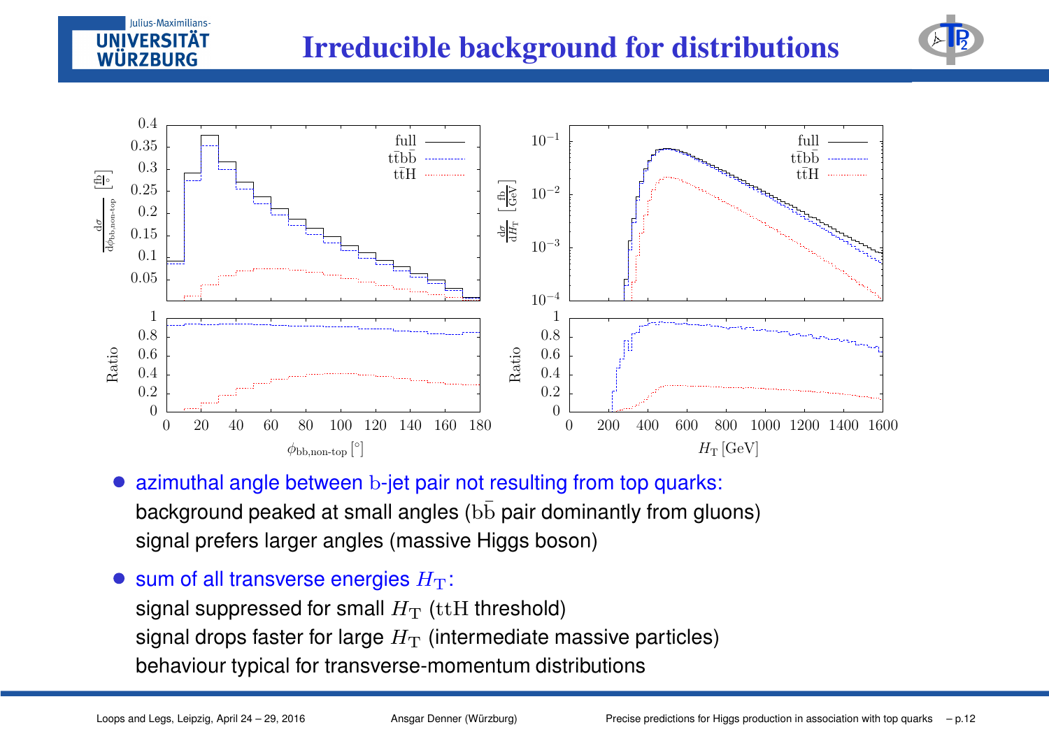# Irreducible background for distributions

- azimuthal angle between $\mathrm{b}$-jet pair not resulting from top quarks:
  background peaked at small angles ($\mathrm{b\bar{b}}$ pair dominantly from gluons)
  signal prefers larger angles (massive Higgs boson)

- sum of all transverse energies $H_{\mathrm{T}}$:
  signal suppressed for small $H_{\mathrm{T}}$ ($\mathrm{ttH}$ threshold)
  signal drops faster for large $H_{\mathrm{T}}$ (intermediate massive particles)
  behaviour typical for transverse-momentum distributions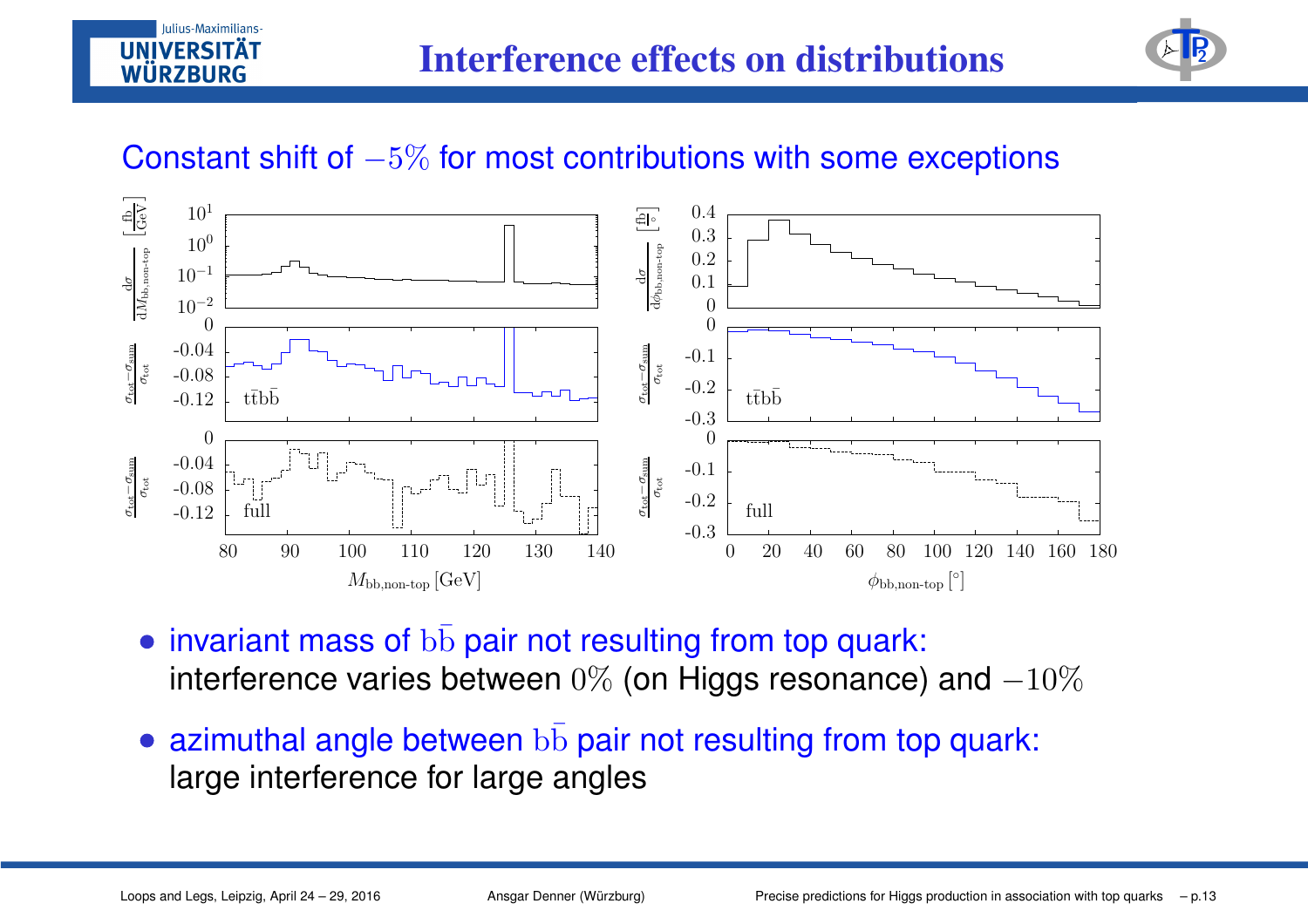# Interference effects on distributions

Constant shift of $-5\%$ for most contributions with some exceptions

- invariant mass of $\mathrm{b\bar{b}}$ pair not resulting from top quark:
  interference varies between $0\%$ (on Higgs resonance) and $-10\%$
- azimuthal angle between $\mathrm{b\bar{b}}$ pair not resulting from top quark:
  large interference for large angles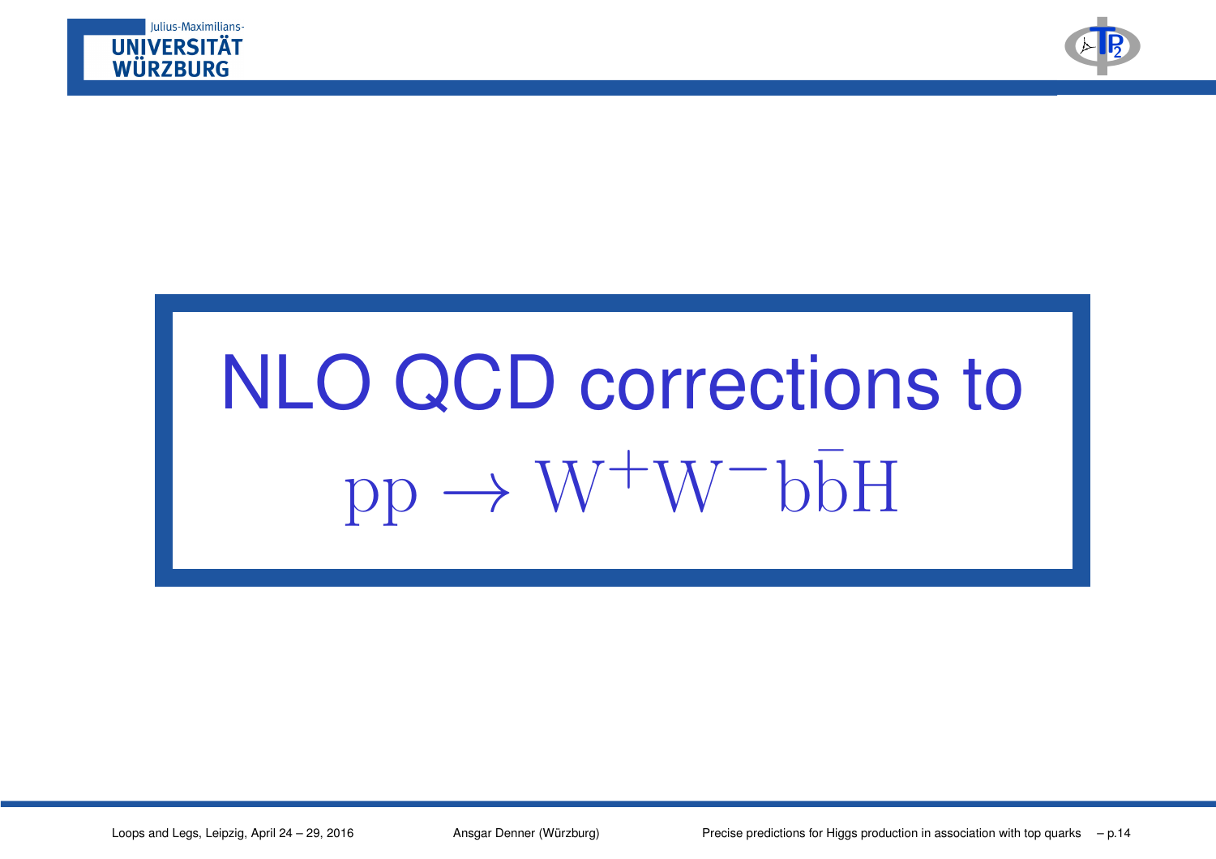# NLO QCD corrections to $\mathrm{pp} \to \mathrm{W^+W^-b\bar{b}H}$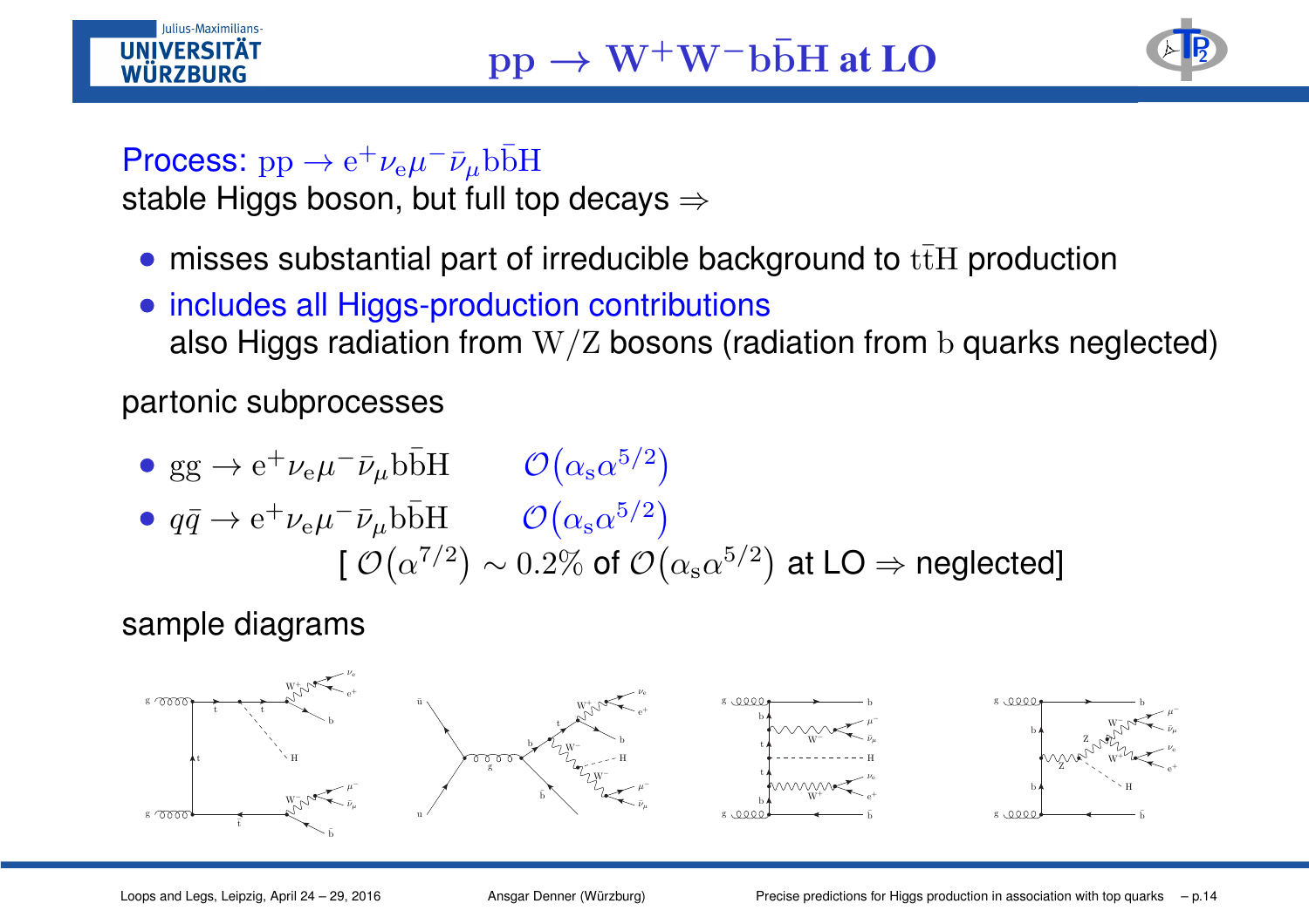# $\mathrm{pp} \to \mathrm{W^+W^-b\bar{b}H}$ at LO

Process: $\mathrm{pp} \to \mathrm{e}^+\nu_\mathrm{e}\mu^-\bar{\nu}_\mu\mathrm{b\bar{b}H}$
stable Higgs boson, but full top decays $\Rightarrow$

- misses substantial part of irreducible background to $\mathrm{t\bar{t}H}$ production
- includes all Higgs-production contributions
  also Higgs radiation from $\mathrm{W/Z}$ bosons (radiation from $\mathrm{b}$ quarks neglected)

partonic subprocesses

- $\mathrm{gg} \to \mathrm{e}^+\nu_\mathrm{e}\mu^-\bar{\nu}_\mu\mathrm{b\bar{b}H}$ $\quad \mathcal{O}\big(\alpha_\mathrm{s}\alpha^{5/2}\big)$
- $q\bar{q} \to \mathrm{e}^+\nu_\mathrm{e}\mu^-\bar{\nu}_\mu\mathrm{b\bar{b}H}$ $\quad \mathcal{O}\big(\alpha_\mathrm{s}\alpha^{5/2}\big)$
  [ $\mathcal{O}\big(\alpha^{7/2}\big) \sim 0.2\%$ of $\mathcal{O}\big(\alpha_\mathrm{s}\alpha^{5/2}\big)$ at LO $\Rightarrow$ neglected]

sample diagrams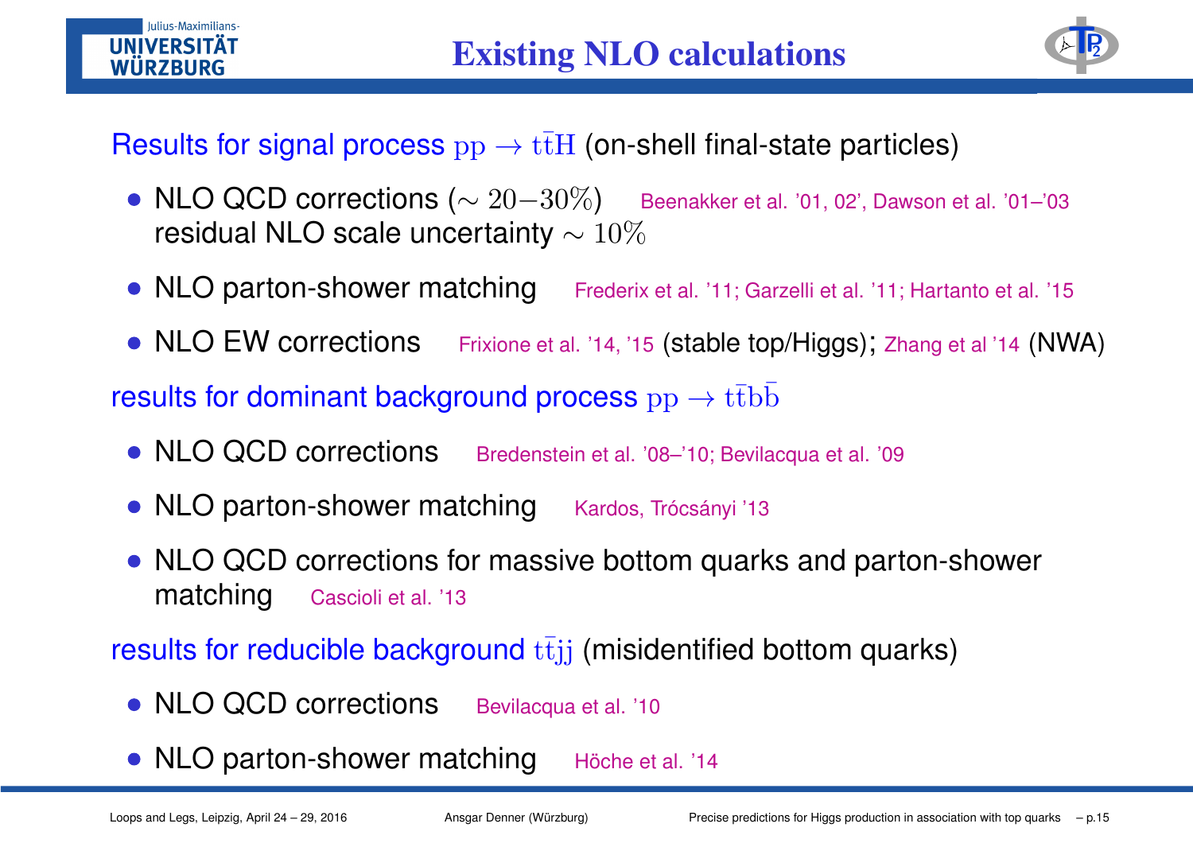# Existing NLO calculations

Results for signal process $\mathrm{pp} \to \mathrm{t\bar{t}H}$ (on-shell final-state particles)

- NLO QCD corrections ($\sim 20{-}30\%$) Beenakker et al. '01, 02', Dawson et al. '01–'03
  residual NLO scale uncertainty $\sim 10\%$
- NLO parton-shower matching Frederix et al. '11; Garzelli et al. '11; Hartanto et al. '15
- NLO EW corrections Frixione et al. '14, '15 (stable top/Higgs); Zhang et al '14 (NWA)

results for dominant background process $\mathrm{pp} \to \mathrm{t\bar{t}b\bar{b}}$

- NLO QCD corrections Bredenstein et al. '08–'10; Bevilacqua et al. '09
- NLO parton-shower matching Kardos, Trócsányi '13
- NLO QCD corrections for massive bottom quarks and parton-shower matching Cascioli et al. '13

results for reducible background $\mathrm{t\bar{t}jj}$ (misidentified bottom quarks)

- NLO QCD corrections Bevilacqua et al. '10
- NLO parton-shower matching Höche et al. '14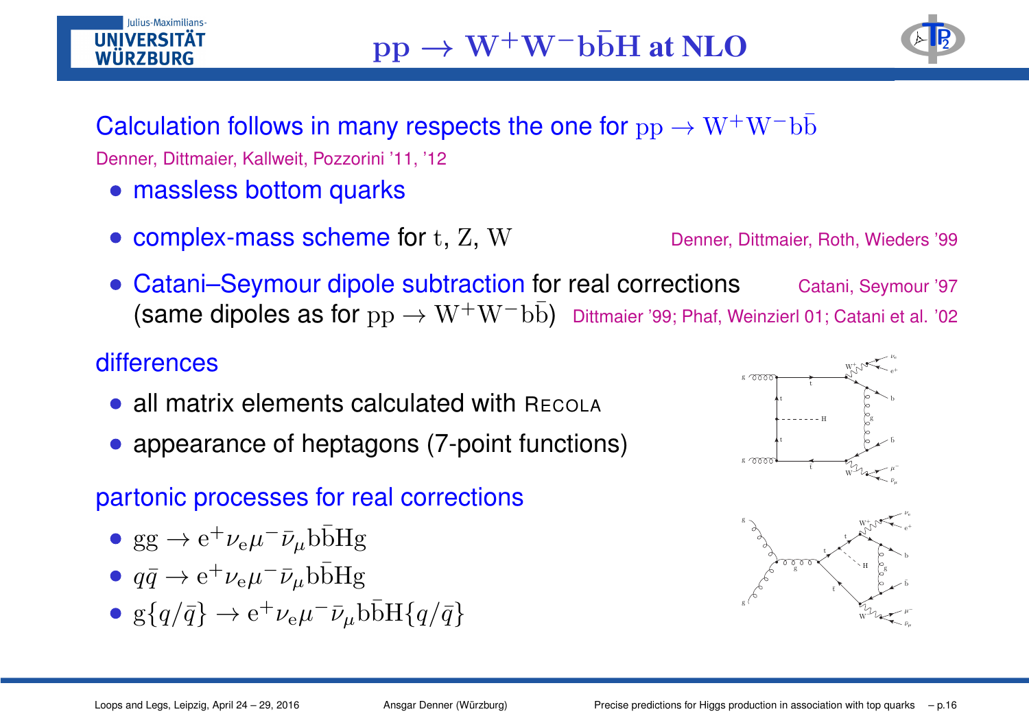# $\mathrm{pp} \to \mathrm{W}^+\mathrm{W}^-\mathrm{b}\bar{\mathrm{b}}\mathrm{H}$ at NLO

Calculation follows in many respects the one for $\mathrm{pp} \to \mathrm{W}^+\mathrm{W}^-\mathrm{b}\bar{\mathrm{b}}$

Denner, Dittmaier, Kallweit, Pozzorini '11, '12

- massless bottom quarks
- complex-mass scheme for $\mathrm{t}$, $\mathrm{Z}$, $\mathrm{W}$ — Denner, Dittmaier, Roth, Wieders '99
- Catani–Seymour dipole subtraction for real corrections — Catani, Seymour '97
  (same dipoles as for $\mathrm{pp} \to \mathrm{W}^+\mathrm{W}^-\mathrm{b}\bar{\mathrm{b}}$) Dittmaier '99; Phaf, Weinzierl 01; Catani et al. '02

differences

- all matrix elements calculated with RECOLA
- appearance of heptagons (7-point functions)

partonic processes for real corrections

- $\mathrm{gg} \to \mathrm{e}^+\nu_\mathrm{e}\mu^-\bar{\nu}_\mu\mathrm{b}\bar{\mathrm{b}}\mathrm{Hg}$
- $q\bar{q} \to \mathrm{e}^+\nu_\mathrm{e}\mu^-\bar{\nu}_\mu\mathrm{b}\bar{\mathrm{b}}\mathrm{Hg}$
- $\mathrm{g}\{q/\bar{q}\} \to \mathrm{e}^+\nu_\mathrm{e}\mu^-\bar{\nu}_\mu\mathrm{b}\bar{\mathrm{b}}\mathrm{H}\{q/\bar{q}\}$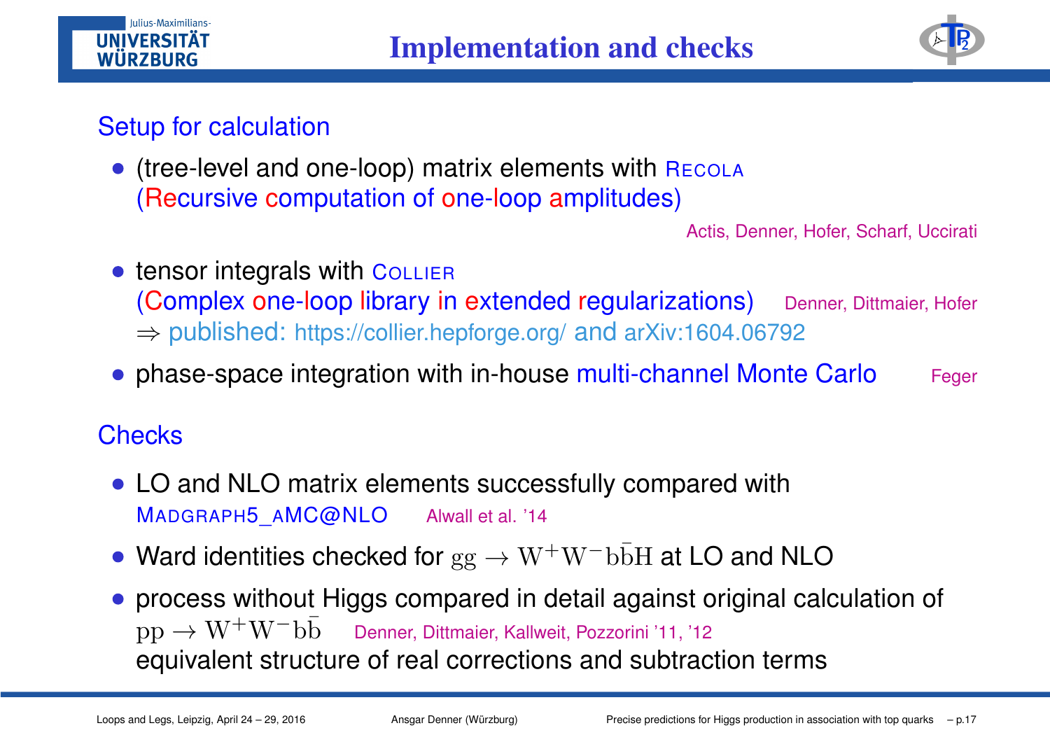# Implementation and checks

## Setup for calculation

- (tree-level and one-loop) matrix elements with RECOLA
  (Recursive computation of one-loop amplitudes)
  
  Actis, Denner, Hofer, Scharf, Uccirati

- tensor integrals with COLLIER
  (Complex one-loop library in extended regularizations) Denner, Dittmaier, Hofer
  
  ⇒ published: https://collier.hepforge.org/ and arXiv:1604.06792

- phase-space integration with in-house multi-channel Monte Carlo Feger

## Checks

- LO and NLO matrix elements successfully compared with
  MADGRAPH5_AMC@NLO Alwall et al. '14

- Ward identities checked for $\mathrm{gg} \to \mathrm{W}^+\mathrm{W}^-\mathrm{b}\bar{\mathrm{b}}\mathrm{H}$ at LO and NLO

- process without Higgs compared in detail against original calculation of
  $\mathrm{pp} \to \mathrm{W}^+\mathrm{W}^-\mathrm{b}\bar{\mathrm{b}}$ Denner, Dittmaier, Kallweit, Pozzorini '11, '12
  
  equivalent structure of real corrections and subtraction terms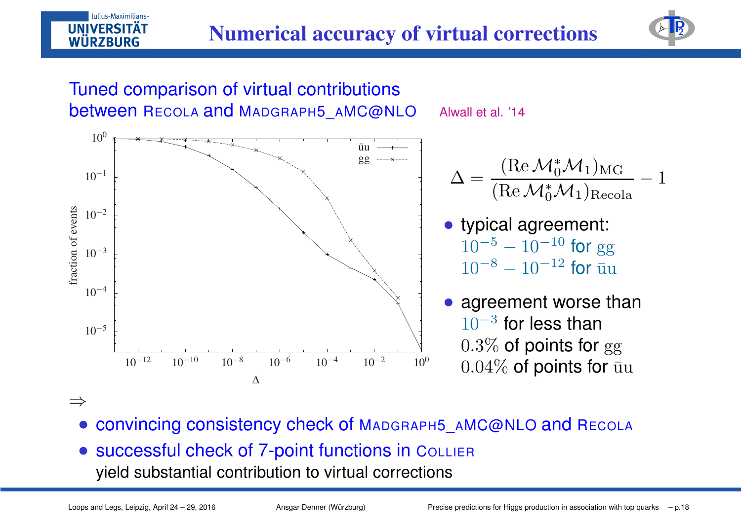# Numerical accuracy of virtual corrections

## Tuned comparison of virtual contributions between RECOLA and MADGRAPH5_AMC@NLO

Alwall et al. '14

$$\Delta = \frac{(\mathrm{Re}\,\mathcal{M}_0^*\mathcal{M}_1)_{\mathrm{MG}}}{(\mathrm{Re}\,\mathcal{M}_0^*\mathcal{M}_1)_{\mathrm{Recola}}} - 1$$

- typical agreement:
  $10^{-5} - 10^{-10}$ for $\mathrm{gg}$
  $10^{-8} - 10^{-12}$ for $\bar{\mathrm{u}}\mathrm{u}$
- agreement worse than $10^{-3}$ for less than
  $0.3\%$ of points for $\mathrm{gg}$
  $0.04\%$ of points for $\bar{\mathrm{u}}\mathrm{u}$

$\Rightarrow$

- convincing consistency check of MADGRAPH5_AMC@NLO and RECOLA
- successful check of 7-point functions in COLLIER
  yield substantial contribution to virtual corrections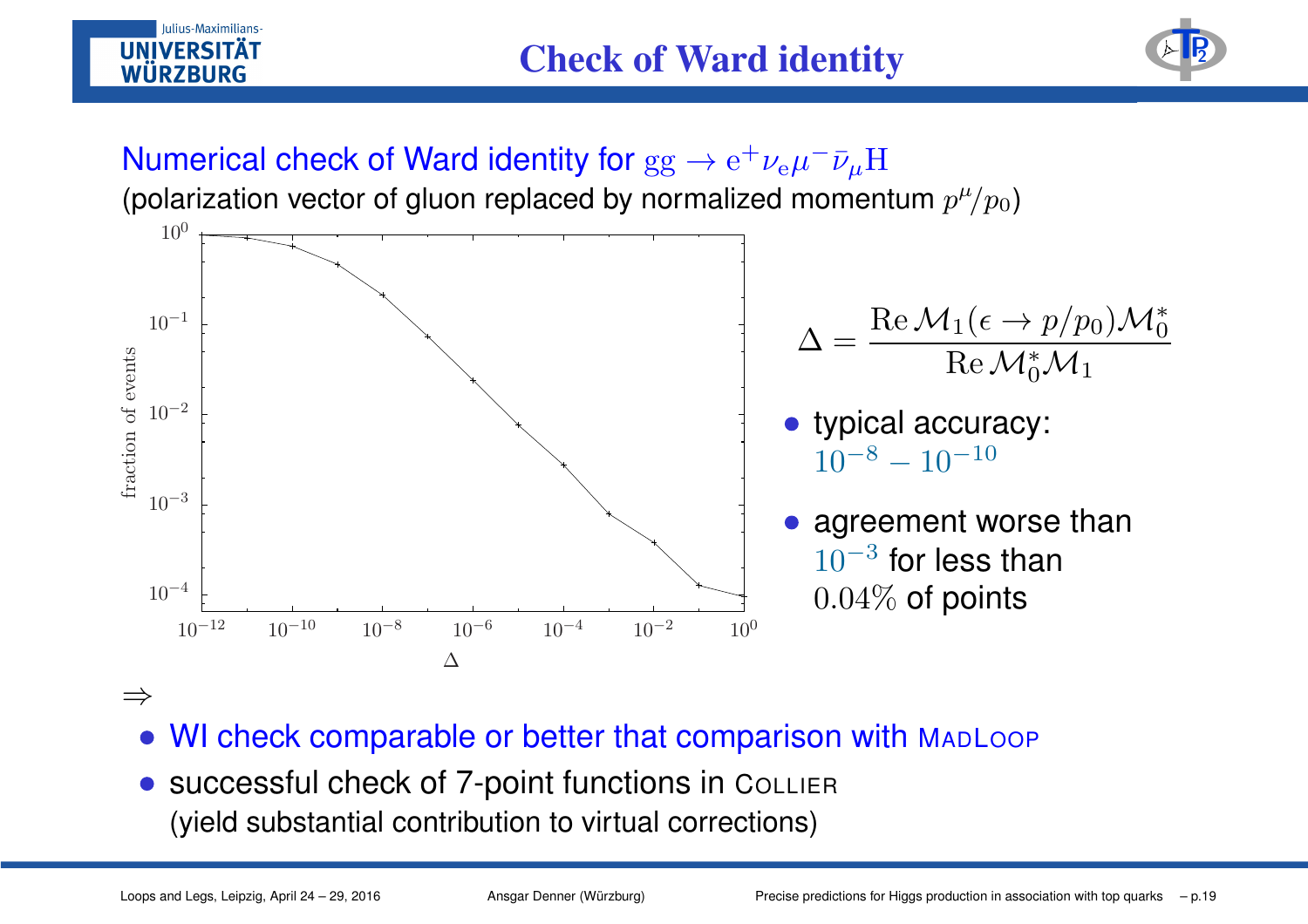# Check of Ward identity

Numerical check of Ward identity for $\mathrm{gg} \to \mathrm{e}^+\nu_\mathrm{e}\mu^-\bar{\nu}_\mu\mathrm{H}$
(polarization vector of gluon replaced by normalized momentum $p^\mu/p_0$)

$$\Delta = \frac{\mathrm{Re}\,\mathcal{M}_1(\epsilon \to p/p_0)\mathcal{M}_0^*}{\mathrm{Re}\,\mathcal{M}_0^*\mathcal{M}_1}$$

- typical accuracy: $10^{-8} - 10^{-10}$
- agreement worse than $10^{-3}$ for less than $0.04\%$ of points

$\Rightarrow$

- WI check comparable or better that comparison with MadLoop
- successful check of 7-point functions in Collier
  (yield substantial contribution to virtual corrections)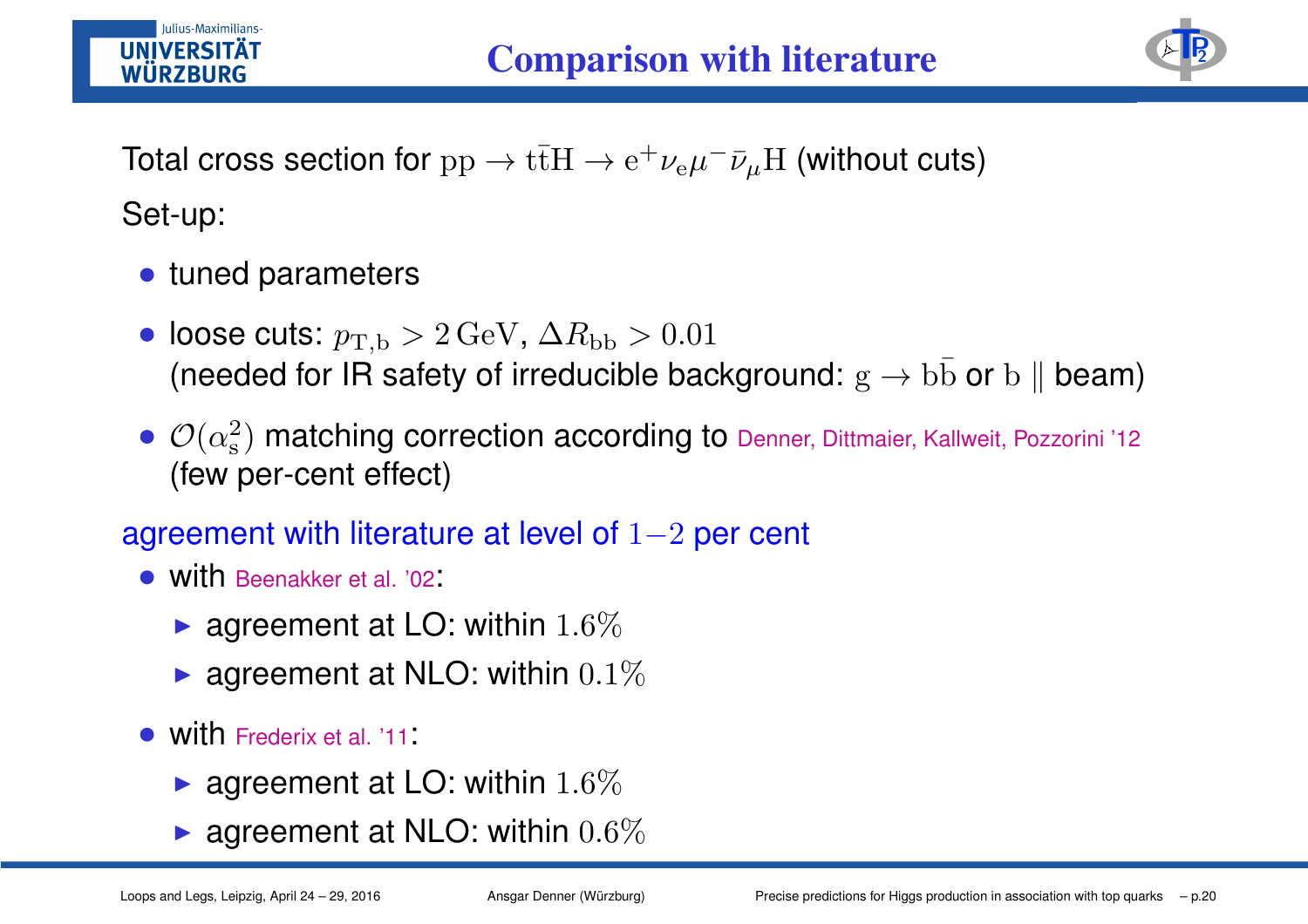# Comparison with literature

Total cross section for $\mathrm{pp} \to \mathrm{t\bar{t}H} \to \mathrm{e}^+\nu_\mathrm{e}\mu^-\bar{\nu}_\mu\mathrm{H}$ (without cuts)

Set-up:

- tuned parameters
- loose cuts: $p_{\mathrm{T,b}} > 2\,\mathrm{GeV}$, $\Delta R_{\mathrm{bb}} > 0.01$
  (needed for IR safety of irreducible background: $\mathrm{g} \to \mathrm{b\bar{b}}$ or $\mathrm{b} \parallel$ beam)
- $\mathcal{O}(\alpha_\mathrm{s}^2)$ matching correction according to Denner, Dittmaier, Kallweit, Pozzorini '12
  (few per-cent effect)

agreement with literature at level of $1{-}2$ per cent

- with Beenakker et al. '02:
  - agreement at LO: within $1.6\%$
  - agreement at NLO: within $0.1\%$
- with Frederix et al. '11:
  - agreement at LO: within $1.6\%$
  - agreement at NLO: within $0.6\%$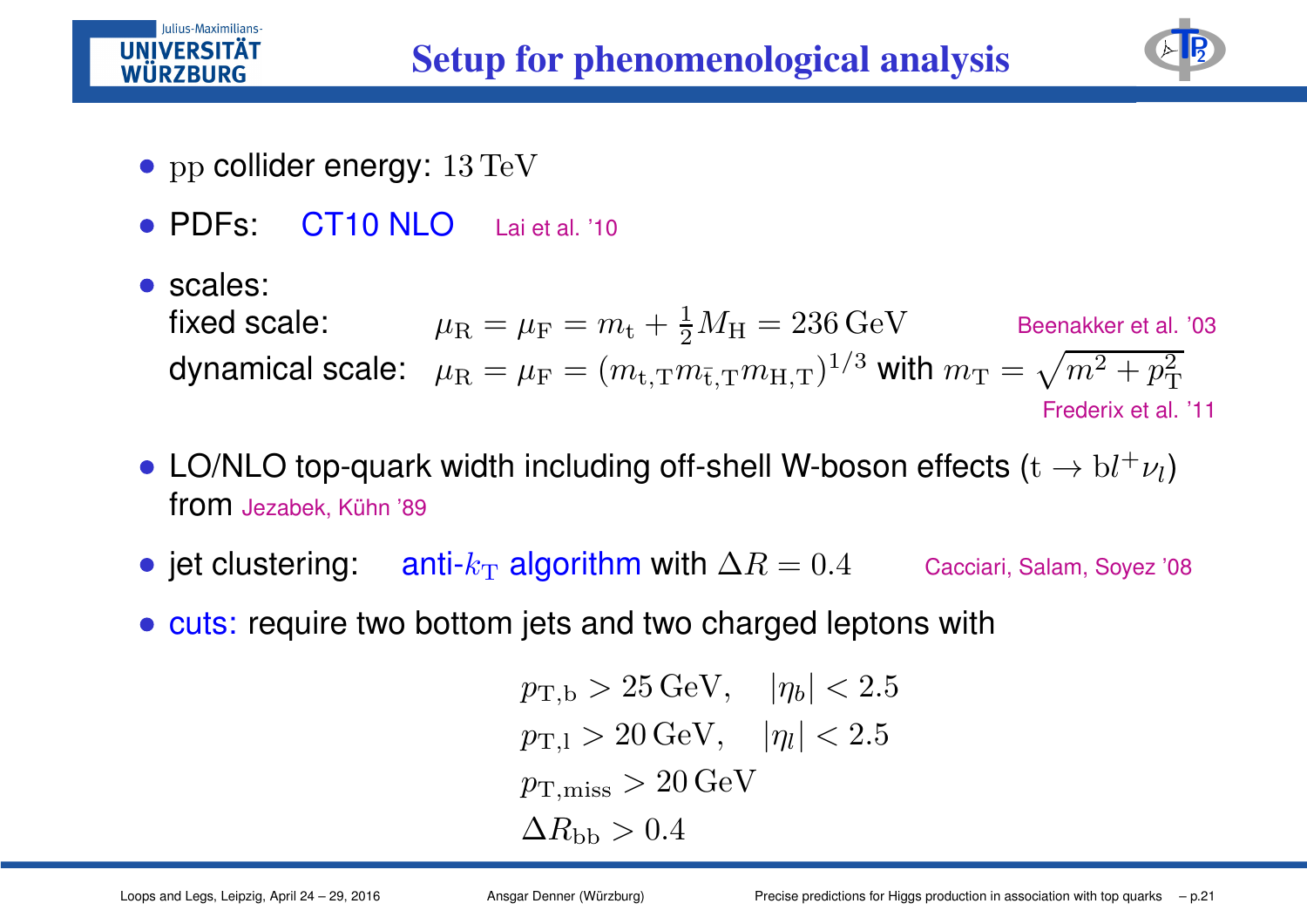# Setup for phenomenological analysis

- $\mathrm{pp}$ collider energy: $13\,\mathrm{TeV}$
- PDFs: CT10 NLO   Lai et al. '10
- scales:
  fixed scale: $\mu_\mathrm{R} = \mu_\mathrm{F} = m_\mathrm{t} + \frac{1}{2} M_\mathrm{H} = 236\,\mathrm{GeV}$   Beenakker et al. '03
  dynamical scale: $\mu_\mathrm{R} = \mu_\mathrm{F} = (m_{\mathrm{t,T}} m_{\bar{\mathrm{t}},\mathrm{T}} m_{\mathrm{H,T}})^{1/3}$ with $m_\mathrm{T} = \sqrt{m^2 + p_\mathrm{T}^2}$   Frederix et al. '11
- LO/NLO top-quark width including off-shell W-boson effects ($\mathrm{t} \to \mathrm{b} l^+ \nu_l$) from Jezabek, Kühn '89
- jet clustering: anti-$k_\mathrm{T}$ algorithm with $\Delta R = 0.4$   Cacciari, Salam, Soyez '08
- cuts: require two bottom jets and two charged leptons with

$$
\begin{aligned}
&p_{\mathrm{T,b}} > 25\,\mathrm{GeV}, \quad |\eta_b| < 2.5 \\
&p_{\mathrm{T,l}} > 20\,\mathrm{GeV}, \quad |\eta_l| < 2.5 \\
&p_{\mathrm{T,miss}} > 20\,\mathrm{GeV} \\
&\Delta R_{\mathrm{bb}} > 0.4
\end{aligned}
$$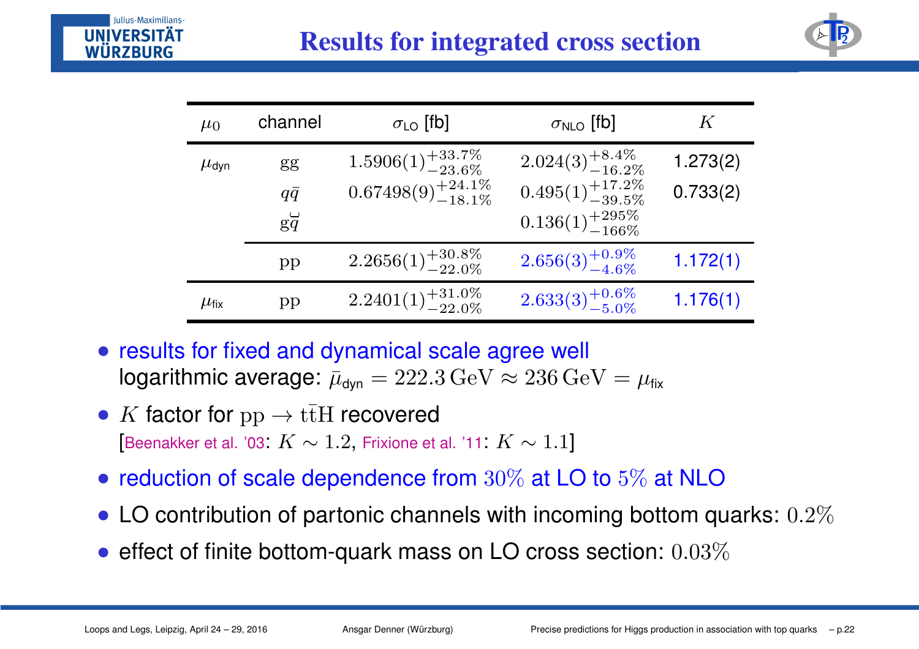# Results for integrated cross section

| $\mu_0$ | channel | $\sigma_{\text{LO}}$ [fb] | $\sigma_{\text{NLO}}$ [fb] | $K$ |
|---|---|---|---|---|
| $\mu_{\text{dyn}}$ | $\mathrm{gg}$ | $1.5906(1)^{+33.7\%}_{-23.6\%}$ | $2.024(3)^{+8.4\%}_{-16.2\%}$ | 1.273(2) |
| | $q\bar{q}$ | $0.67498(9)^{+24.1\%}_{-18.1\%}$ | $0.495(1)^{+17.2\%}_{-39.5\%}$ | 0.733(2) |
| | $\mathrm{g}\overset{(-)}{q}$ | | $0.136(1)^{+295\%}_{-166\%}$ | |
| | $\mathrm{pp}$ | $2.2656(1)^{+30.8\%}_{-22.0\%}$ | $2.656(3)^{+0.9\%}_{-4.6\%}$ | 1.172(1) |
| $\mu_{\text{fix}}$ | $\mathrm{pp}$ | $2.2401(1)^{+31.0\%}_{-22.0\%}$ | $2.633(3)^{+0.6\%}_{-5.0\%}$ | 1.176(1) |

- results for fixed and dynamical scale agree well
  logarithmic average: $\bar{\mu}_{\text{dyn}} = 222.3\,\mathrm{GeV} \approx 236\,\mathrm{GeV} = \mu_{\text{fix}}$
- $K$ factor for $\mathrm{pp} \to \mathrm{t\bar{t}H}$ recovered
  [Beenakker et al. '03: $K \sim 1.2$, Frixione et al. '11: $K \sim 1.1$]
- reduction of scale dependence from $30\%$ at LO to $5\%$ at NLO
- LO contribution of partonic channels with incoming bottom quarks: $0.2\%$
- effect of finite bottom-quark mass on LO cross section: $0.03\%$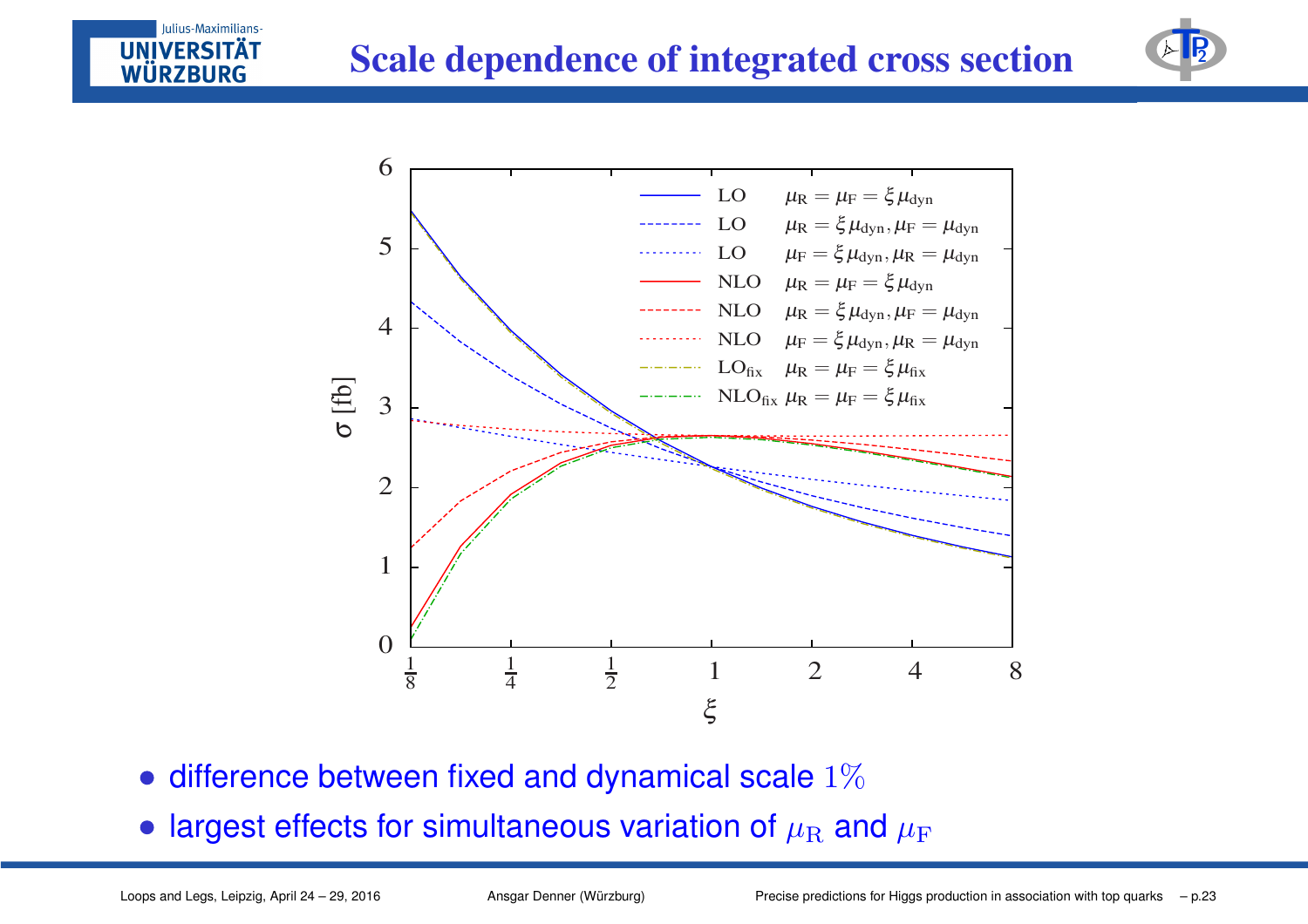# Scale dependence of integrated cross section

- difference between fixed and dynamical scale $1\%$
- largest effects for simultaneous variation of $\mu_{\rm R}$ and $\mu_{\rm F}$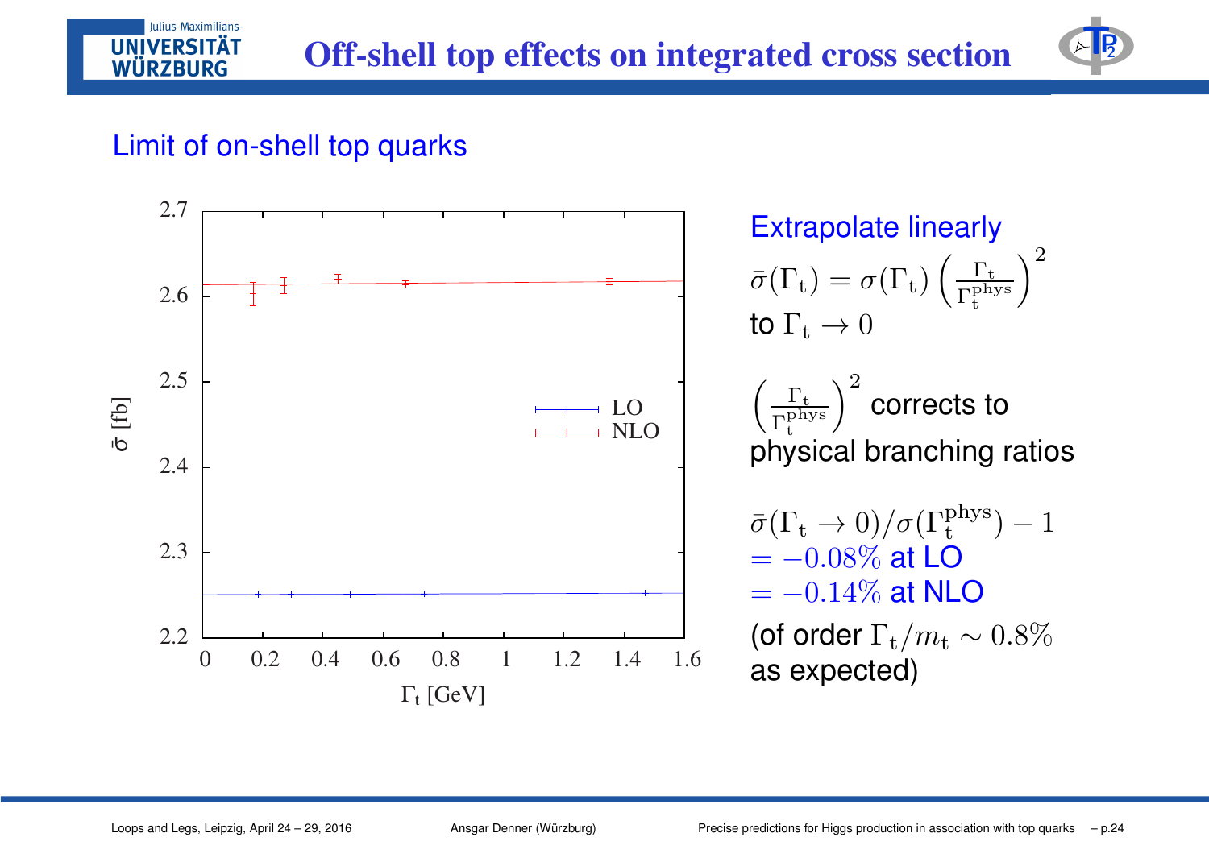# Off-shell top effects on integrated cross section

## Limit of on-shell top quarks

Extrapolate linearly

$\bar{\sigma}(\Gamma_t) = \sigma(\Gamma_t) \left( \frac{\Gamma_t}{\Gamma_t^{\mathrm{phys}}} \right)^2$

to $\Gamma_t \to 0$

$\left( \frac{\Gamma_t}{\Gamma_t^{\mathrm{phys}}} \right)^2$ corrects to physical branching ratios

$\bar{\sigma}(\Gamma_t \to 0)/\sigma(\Gamma_t^{\mathrm{phys}}) - 1$
$= -0.08\%$ at LO
$= -0.14\%$ at NLO

(of order $\Gamma_t/m_t \sim 0.8\%$ as expected)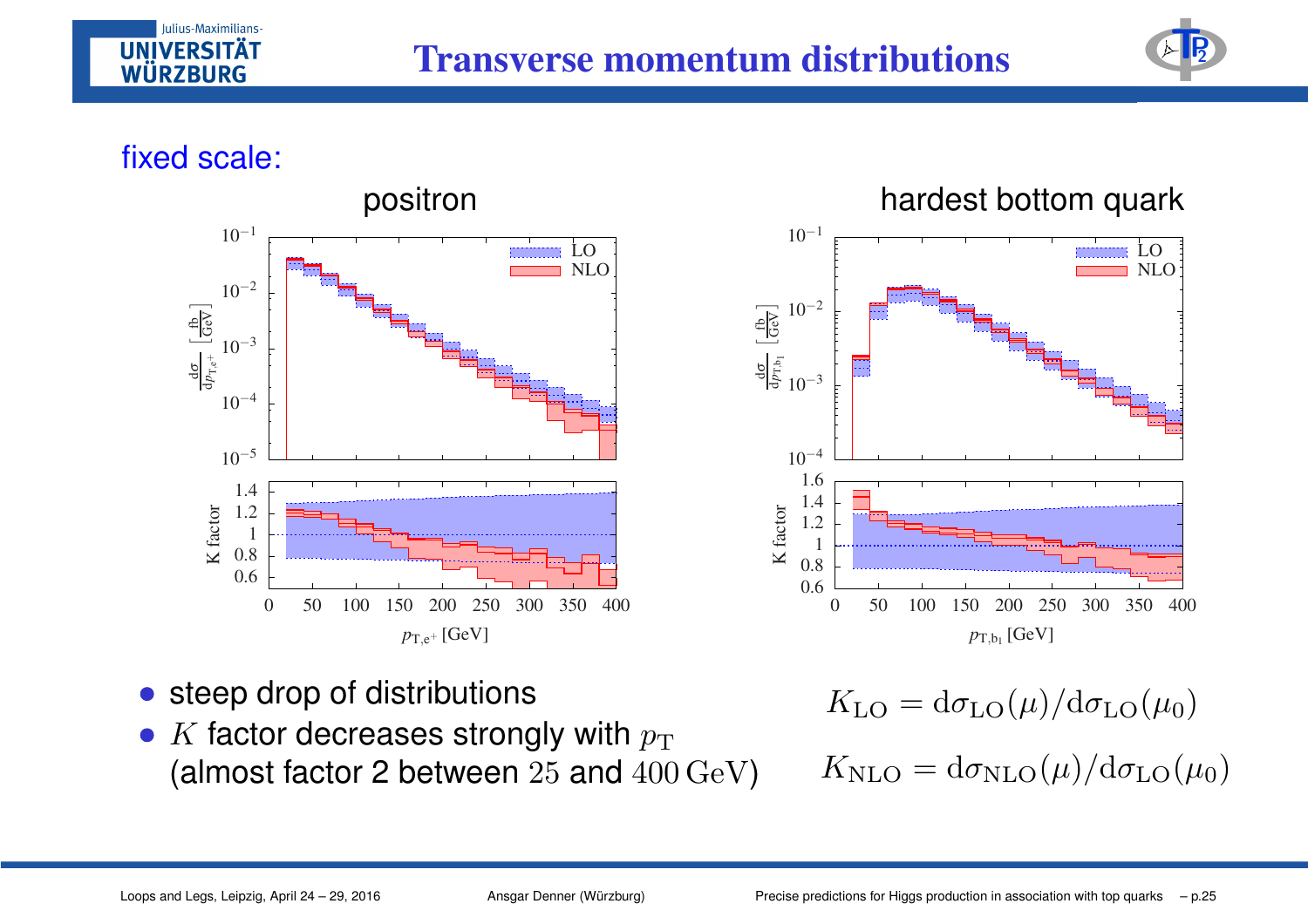# Transverse momentum distributions

fixed scale:

positron | hardest bottom quark

- steep drop of distributions
- $K$ factor decreases strongly with $p_{\mathrm{T}}$ (almost factor 2 between $25$ and $400\,\mathrm{GeV}$)

$$K_{\mathrm{LO}} = \mathrm{d}\sigma_{\mathrm{LO}}(\mu)/\mathrm{d}\sigma_{\mathrm{LO}}(\mu_0)$$

$$K_{\mathrm{NLO}} = \mathrm{d}\sigma_{\mathrm{NLO}}(\mu)/\mathrm{d}\sigma_{\mathrm{LO}}(\mu_0)$$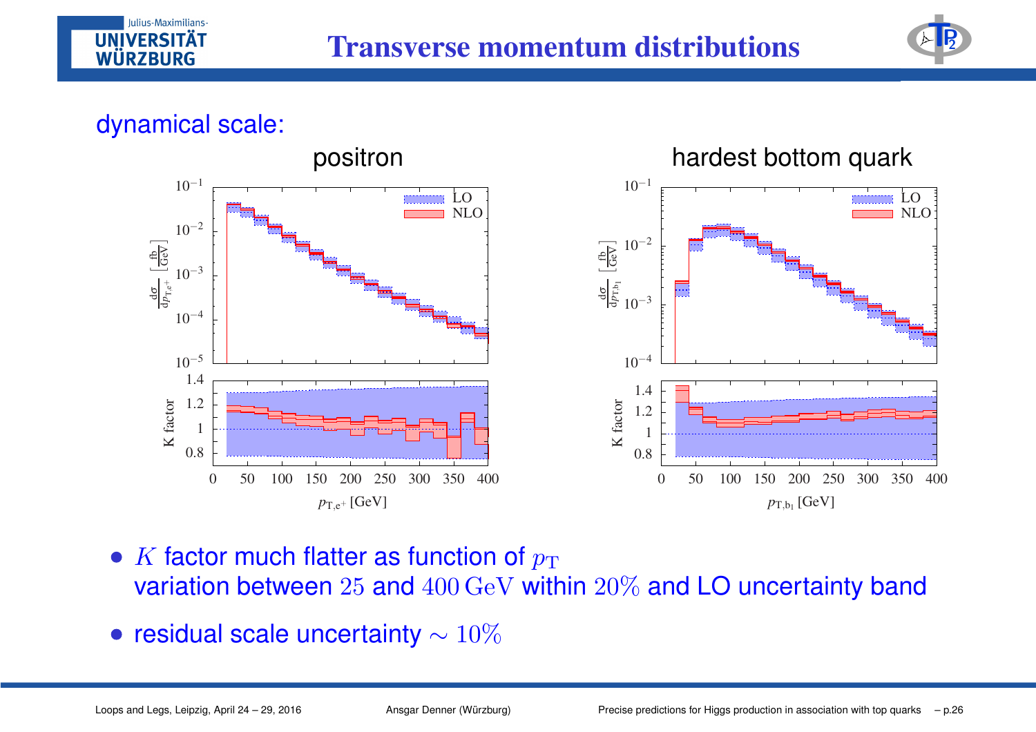# Transverse momentum distributions

dynamical scale:

positron

hardest bottom quark

- $K$ factor much flatter as function of $p_{\mathrm{T}}$
  variation between $25$ and $400\,\mathrm{GeV}$ within $20\%$ and LO uncertainty band
- residual scale uncertainty $\sim 10\%$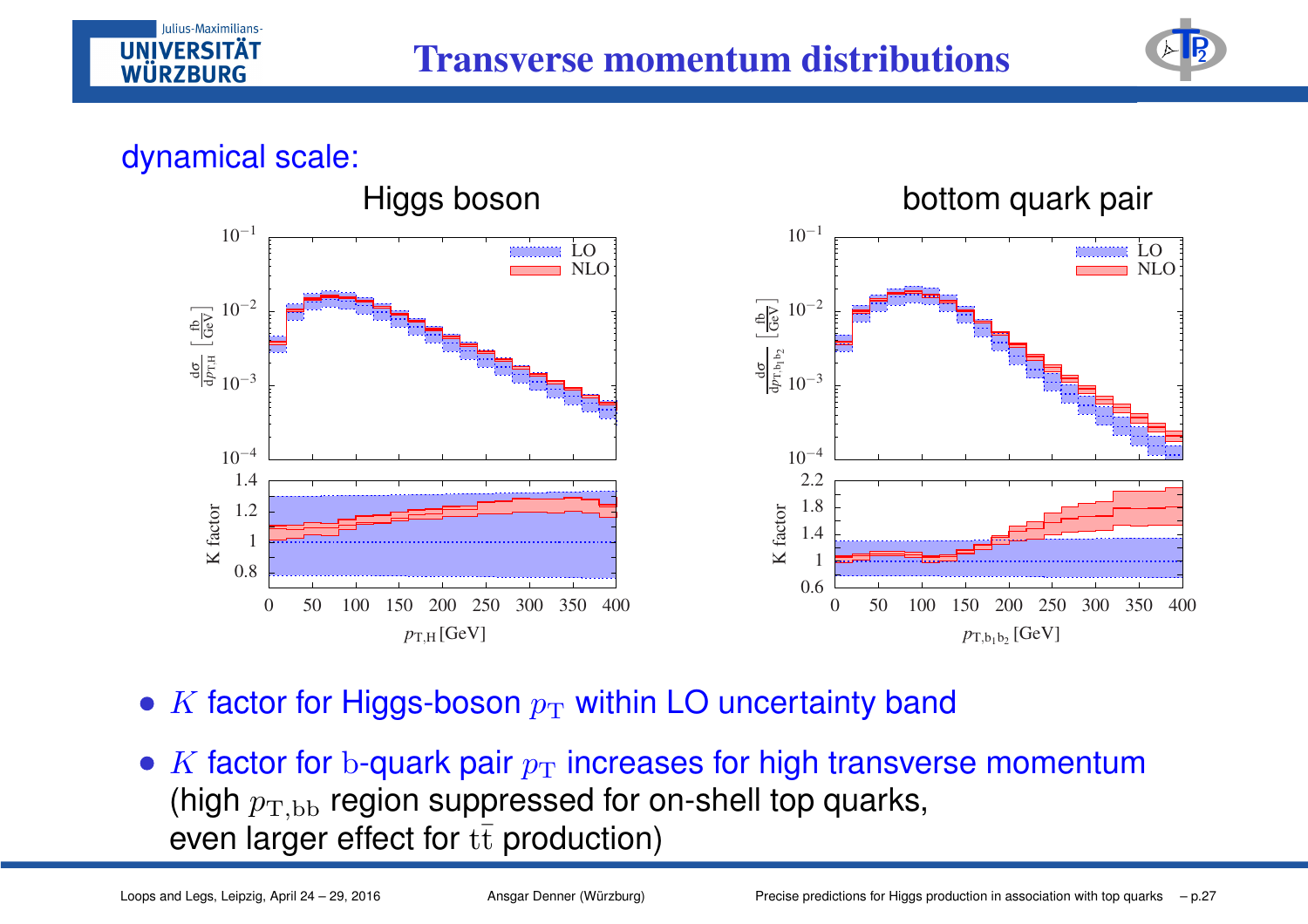# Transverse momentum distributions

dynamical scale:

Higgs boson | bottom quark pair

- $K$ factor for Higgs-boson $p_{\mathrm{T}}$ within LO uncertainty band
- $K$ factor for $\mathrm{b}$-quark pair $p_{\mathrm{T}}$ increases for high transverse momentum (high $p_{\mathrm{T,bb}}$ region suppressed for on-shell top quarks, even larger effect for $\mathrm{t\bar{t}}$ production)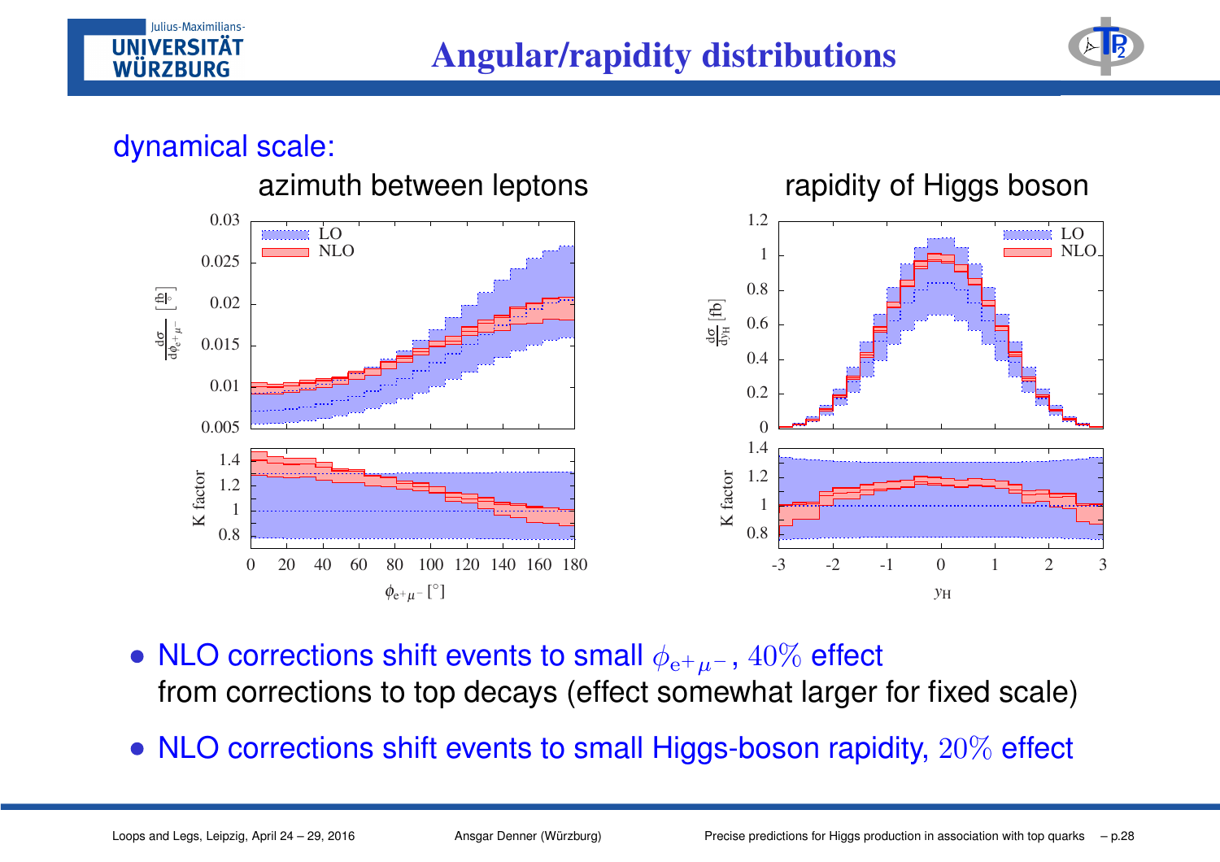# Angular/rapidity distributions

dynamical scale:

azimuth between leptons

rapidity of Higgs boson

- NLO corrections shift events to small $\phi_{e^+\mu^-}$, $40\%$ effect
  from corrections to top decays (effect somewhat larger for fixed scale)
- NLO corrections shift events to small Higgs-boson rapidity, $20\%$ effect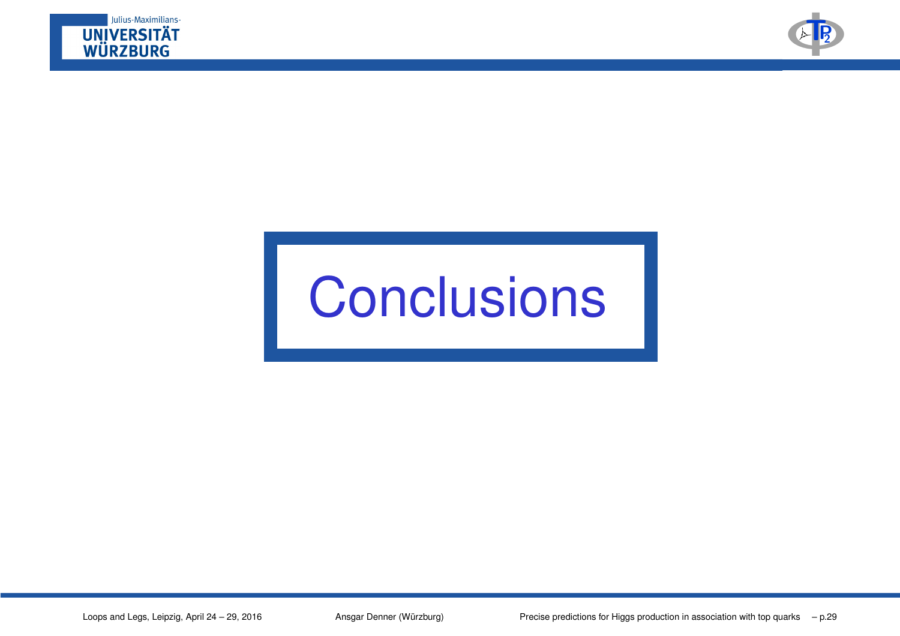# Conclusions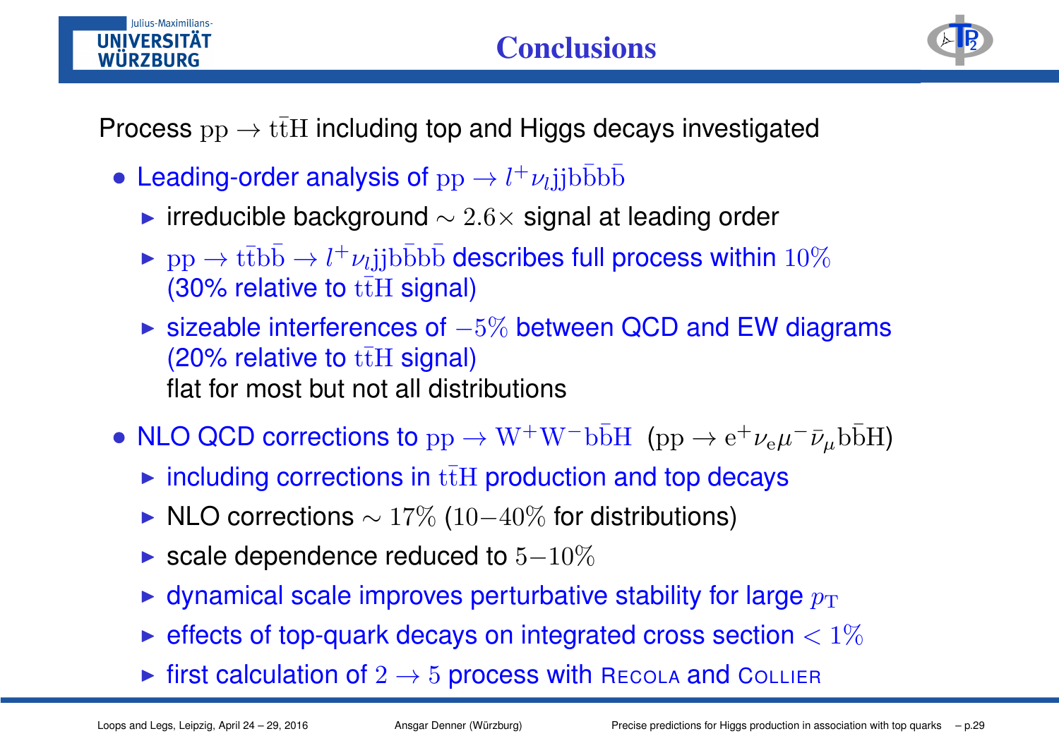# Conclusions

Process $\mathrm{pp} \to \mathrm{t\bar{t}H}$ including top and Higgs decays investigated

- Leading-order analysis of $\mathrm{pp} \to l^+\nu_l \mathrm{jjb\bar{b}b\bar{b}}$
  - irreducible background $\sim 2.6\times$ signal at leading order
  - $\mathrm{pp} \to \mathrm{t\bar{t}b\bar{b}} \to l^+\nu_l \mathrm{jjb\bar{b}b\bar{b}}$ describes full process within $10\%$ (30% relative to $\mathrm{t\bar{t}H}$ signal)
  - sizeable interferences of $-5\%$ between QCD and EW diagrams (20% relative to $\mathrm{t\bar{t}H}$ signal) flat for most but not all distributions
- NLO QCD corrections to $\mathrm{pp} \to \mathrm{W^+W^-b\bar{b}H}$ $(\mathrm{pp} \to \mathrm{e}^+\nu_\mathrm{e}\mu^-\bar{\nu}_\mu \mathrm{b\bar{b}H})$
  - including corrections in $\mathrm{t\bar{t}H}$ production and top decays
  - NLO corrections $\sim 17\%$ ($10{-}40\%$ for distributions)
  - scale dependence reduced to $5{-}10\%$
  - dynamical scale improves perturbative stability for large $p_\mathrm{T}$
  - effects of top-quark decays on integrated cross section $< 1\%$
  - first calculation of $2 \to 5$ process with RECOLA and COLLIER